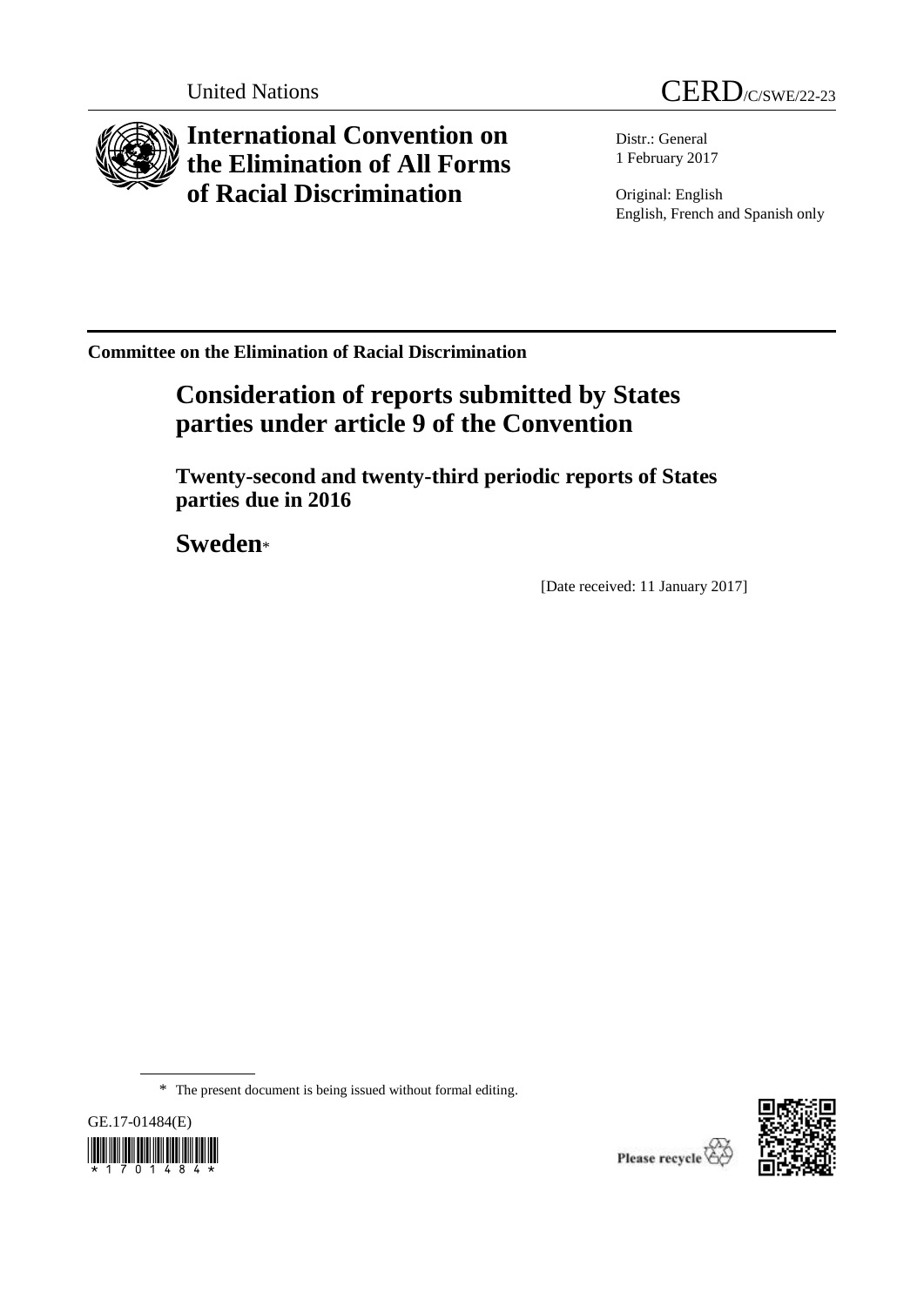United Nations CERD/C/SWE/22-23

# International Convention on the Elimination of All Forms of Racial Discrimination

Distr.: General
1 February 2017

Original: English
English, French and Spanish only

**Committee on the Elimination of Racial Discrimination**

## Consideration of reports submitted by States parties under article 9 of the Convention

### Twenty-second and twenty-third periodic reports of States parties due in 2016

## Sweden*

[Date received: 11 January 2017]

\* The present document is being issued without formal editing.

GE.17-01484(E)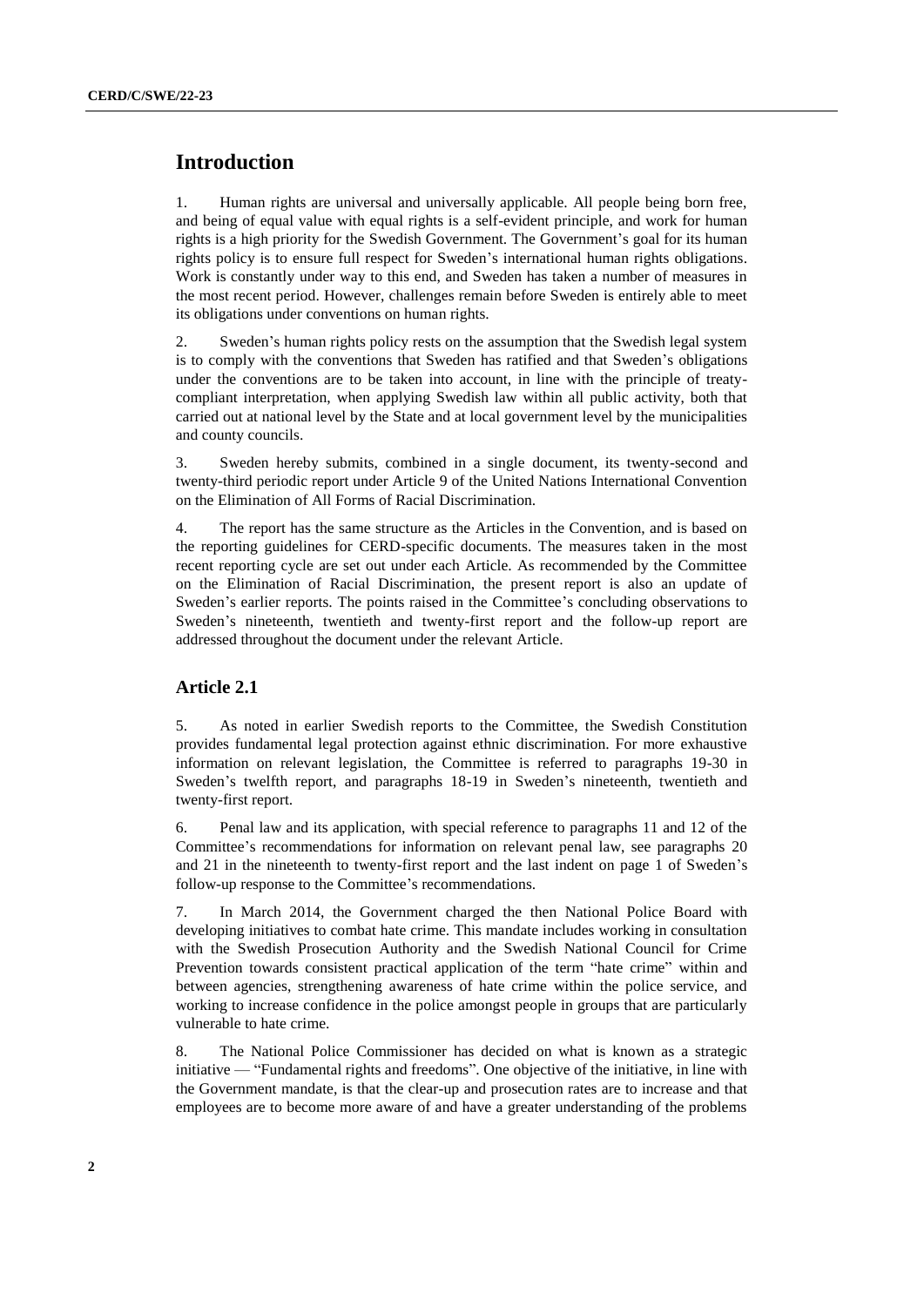## Introduction

1. Human rights are universal and universally applicable. All people being born free, and being of equal value with equal rights is a self-evident principle, and work for human rights is a high priority for the Swedish Government. The Government's goal for its human rights policy is to ensure full respect for Sweden's international human rights obligations. Work is constantly under way to this end, and Sweden has taken a number of measures in the most recent period. However, challenges remain before Sweden is entirely able to meet its obligations under conventions on human rights.

2. Sweden's human rights policy rests on the assumption that the Swedish legal system is to comply with the conventions that Sweden has ratified and that Sweden's obligations under the conventions are to be taken into account, in line with the principle of treaty-compliant interpretation, when applying Swedish law within all public activity, both that carried out at national level by the State and at local government level by the municipalities and county councils.

3. Sweden hereby submits, combined in a single document, its twenty-second and twenty-third periodic report under Article 9 of the United Nations International Convention on the Elimination of All Forms of Racial Discrimination.

4. The report has the same structure as the Articles in the Convention, and is based on the reporting guidelines for CERD-specific documents. The measures taken in the most recent reporting cycle are set out under each Article. As recommended by the Committee on the Elimination of Racial Discrimination, the present report is also an update of Sweden's earlier reports. The points raised in the Committee's concluding observations to Sweden's nineteenth, twentieth and twenty-first report and the follow-up report are addressed throughout the document under the relevant Article.

### Article 2.1

5. As noted in earlier Swedish reports to the Committee, the Swedish Constitution provides fundamental legal protection against ethnic discrimination. For more exhaustive information on relevant legislation, the Committee is referred to paragraphs 19-30 in Sweden's twelfth report, and paragraphs 18-19 in Sweden's nineteenth, twentieth and twenty-first report.

6. Penal law and its application, with special reference to paragraphs 11 and 12 of the Committee's recommendations for information on relevant penal law, see paragraphs 20 and 21 in the nineteenth to twenty-first report and the last indent on page 1 of Sweden's follow-up response to the Committee's recommendations.

7. In March 2014, the Government charged the then National Police Board with developing initiatives to combat hate crime. This mandate includes working in consultation with the Swedish Prosecution Authority and the Swedish National Council for Crime Prevention towards consistent practical application of the term "hate crime" within and between agencies, strengthening awareness of hate crime within the police service, and working to increase confidence in the police amongst people in groups that are particularly vulnerable to hate crime.

8. The National Police Commissioner has decided on what is known as a strategic initiative — "Fundamental rights and freedoms". One objective of the initiative, in line with the Government mandate, is that the clear-up and prosecution rates are to increase and that employees are to become more aware of and have a greater understanding of the problems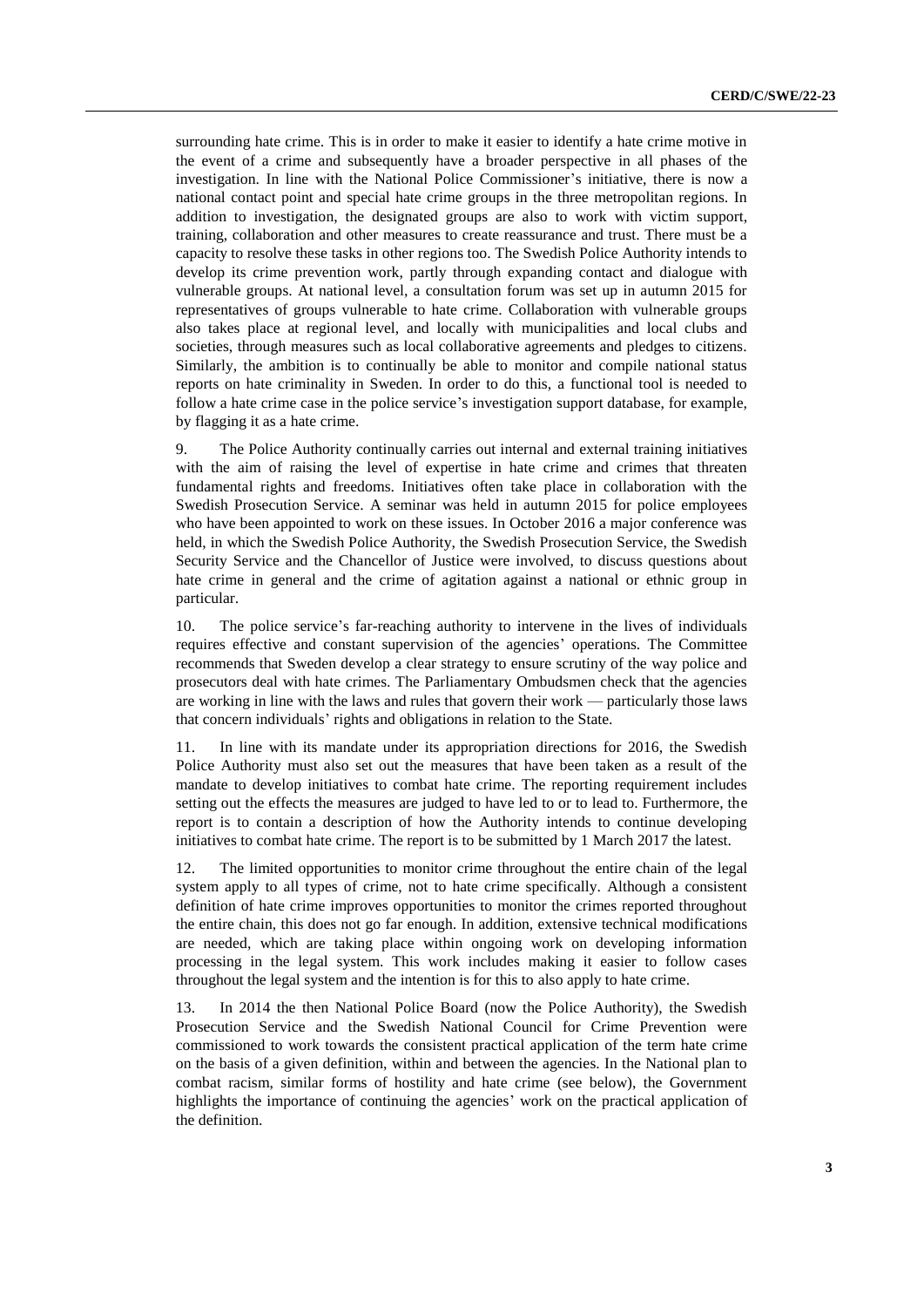surrounding hate crime. This is in order to make it easier to identify a hate crime motive in the event of a crime and subsequently have a broader perspective in all phases of the investigation. In line with the National Police Commissioner's initiative, there is now a national contact point and special hate crime groups in the three metropolitan regions. In addition to investigation, the designated groups are also to work with victim support, training, collaboration and other measures to create reassurance and trust. There must be a capacity to resolve these tasks in other regions too. The Swedish Police Authority intends to develop its crime prevention work, partly through expanding contact and dialogue with vulnerable groups. At national level, a consultation forum was set up in autumn 2015 for representatives of groups vulnerable to hate crime. Collaboration with vulnerable groups also takes place at regional level, and locally with municipalities and local clubs and societies, through measures such as local collaborative agreements and pledges to citizens. Similarly, the ambition is to continually be able to monitor and compile national status reports on hate criminality in Sweden. In order to do this, a functional tool is needed to follow a hate crime case in the police service's investigation support database, for example, by flagging it as a hate crime.

9. The Police Authority continually carries out internal and external training initiatives with the aim of raising the level of expertise in hate crime and crimes that threaten fundamental rights and freedoms. Initiatives often take place in collaboration with the Swedish Prosecution Service. A seminar was held in autumn 2015 for police employees who have been appointed to work on these issues. In October 2016 a major conference was held, in which the Swedish Police Authority, the Swedish Prosecution Service, the Swedish Security Service and the Chancellor of Justice were involved, to discuss questions about hate crime in general and the crime of agitation against a national or ethnic group in particular.

10. The police service's far-reaching authority to intervene in the lives of individuals requires effective and constant supervision of the agencies' operations. The Committee recommends that Sweden develop a clear strategy to ensure scrutiny of the way police and prosecutors deal with hate crimes. The Parliamentary Ombudsmen check that the agencies are working in line with the laws and rules that govern their work — particularly those laws that concern individuals' rights and obligations in relation to the State.

11. In line with its mandate under its appropriation directions for 2016, the Swedish Police Authority must also set out the measures that have been taken as a result of the mandate to develop initiatives to combat hate crime. The reporting requirement includes setting out the effects the measures are judged to have led to or to lead to. Furthermore, the report is to contain a description of how the Authority intends to continue developing initiatives to combat hate crime. The report is to be submitted by 1 March 2017 the latest.

12. The limited opportunities to monitor crime throughout the entire chain of the legal system apply to all types of crime, not to hate crime specifically. Although a consistent definition of hate crime improves opportunities to monitor the crimes reported throughout the entire chain, this does not go far enough. In addition, extensive technical modifications are needed, which are taking place within ongoing work on developing information processing in the legal system. This work includes making it easier to follow cases throughout the legal system and the intention is for this to also apply to hate crime.

13. In 2014 the then National Police Board (now the Police Authority), the Swedish Prosecution Service and the Swedish National Council for Crime Prevention were commissioned to work towards the consistent practical application of the term hate crime on the basis of a given definition, within and between the agencies. In the National plan to combat racism, similar forms of hostility and hate crime (see below), the Government highlights the importance of continuing the agencies' work on the practical application of the definition.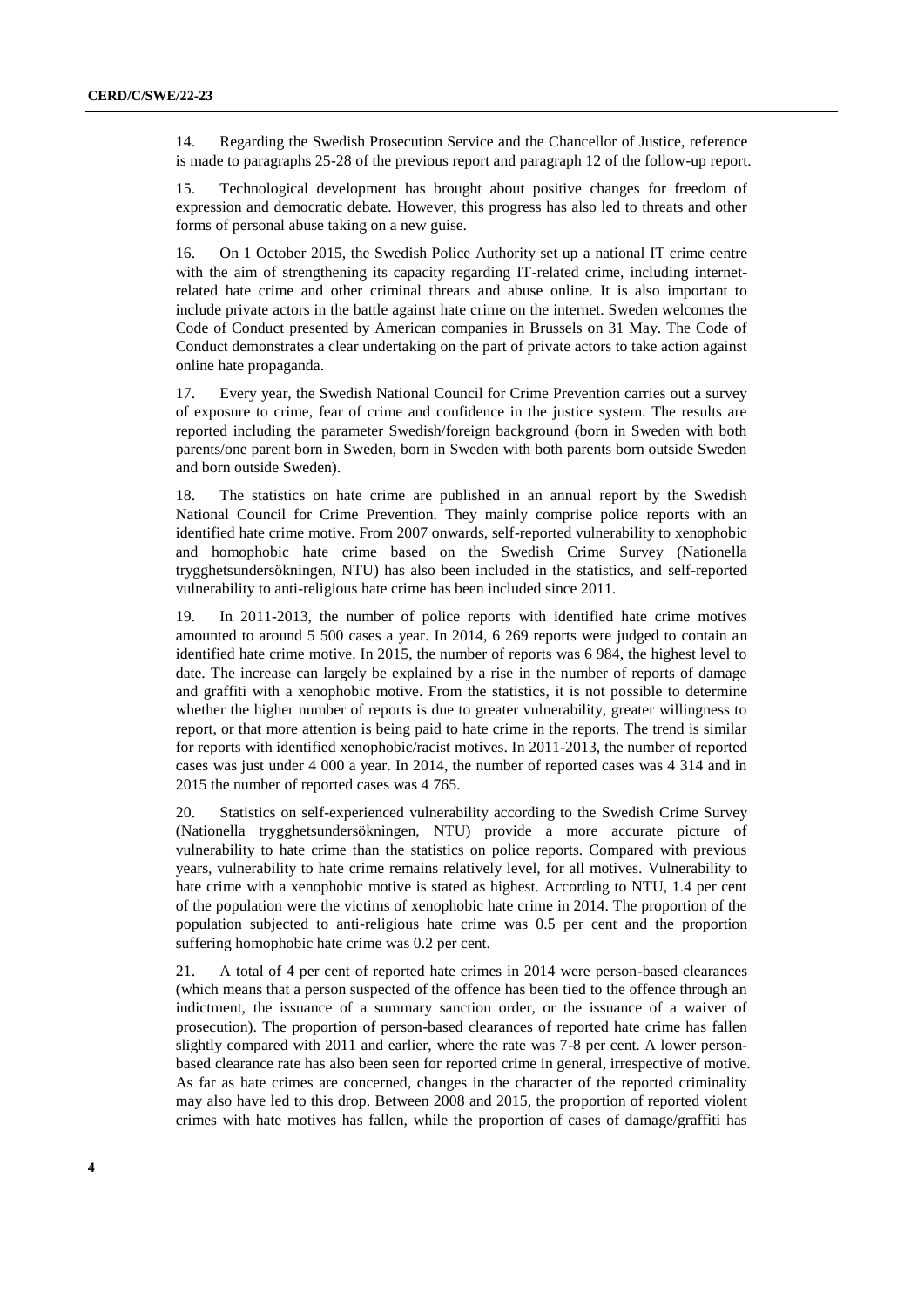14. Regarding the Swedish Prosecution Service and the Chancellor of Justice, reference is made to paragraphs 25-28 of the previous report and paragraph 12 of the follow-up report.

15. Technological development has brought about positive changes for freedom of expression and democratic debate. However, this progress has also led to threats and other forms of personal abuse taking on a new guise.

16. On 1 October 2015, the Swedish Police Authority set up a national IT crime centre with the aim of strengthening its capacity regarding IT-related crime, including internet-related hate crime and other criminal threats and abuse online. It is also important to include private actors in the battle against hate crime on the internet. Sweden welcomes the Code of Conduct presented by American companies in Brussels on 31 May. The Code of Conduct demonstrates a clear undertaking on the part of private actors to take action against online hate propaganda.

17. Every year, the Swedish National Council for Crime Prevention carries out a survey of exposure to crime, fear of crime and confidence in the justice system. The results are reported including the parameter Swedish/foreign background (born in Sweden with both parents/one parent born in Sweden, born in Sweden with both parents born outside Sweden and born outside Sweden).

18. The statistics on hate crime are published in an annual report by the Swedish National Council for Crime Prevention. They mainly comprise police reports with an identified hate crime motive. From 2007 onwards, self-reported vulnerability to xenophobic and homophobic hate crime based on the Swedish Crime Survey (Nationella trygghetsundersökningen, NTU) has also been included in the statistics, and self-reported vulnerability to anti-religious hate crime has been included since 2011.

19. In 2011-2013, the number of police reports with identified hate crime motives amounted to around 5 500 cases a year. In 2014, 6 269 reports were judged to contain an identified hate crime motive. In 2015, the number of reports was 6 984, the highest level to date. The increase can largely be explained by a rise in the number of reports of damage and graffiti with a xenophobic motive. From the statistics, it is not possible to determine whether the higher number of reports is due to greater vulnerability, greater willingness to report, or that more attention is being paid to hate crime in the reports. The trend is similar for reports with identified xenophobic/racist motives. In 2011-2013, the number of reported cases was just under 4 000 a year. In 2014, the number of reported cases was 4 314 and in 2015 the number of reported cases was 4 765.

20. Statistics on self-experienced vulnerability according to the Swedish Crime Survey (Nationella trygghetsundersökningen, NTU) provide a more accurate picture of vulnerability to hate crime than the statistics on police reports. Compared with previous years, vulnerability to hate crime remains relatively level, for all motives. Vulnerability to hate crime with a xenophobic motive is stated as highest. According to NTU, 1.4 per cent of the population were the victims of xenophobic hate crime in 2014. The proportion of the population subjected to anti-religious hate crime was 0.5 per cent and the proportion suffering homophobic hate crime was 0.2 per cent.

21. A total of 4 per cent of reported hate crimes in 2014 were person-based clearances (which means that a person suspected of the offence has been tied to the offence through an indictment, the issuance of a summary sanction order, or the issuance of a waiver of prosecution). The proportion of person-based clearances of reported hate crime has fallen slightly compared with 2011 and earlier, where the rate was 7-8 per cent. A lower person-based clearance rate has also been seen for reported crime in general, irrespective of motive. As far as hate crimes are concerned, changes in the character of the reported criminality may also have led to this drop. Between 2008 and 2015, the proportion of reported violent crimes with hate motives has fallen, while the proportion of cases of damage/graffiti has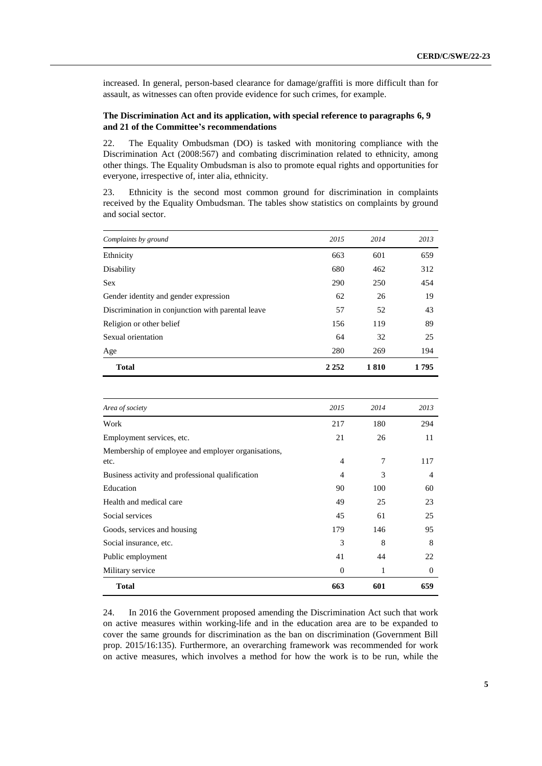increased. In general, person-based clearance for damage/graffiti is more difficult than for assault, as witnesses can often provide evidence for such crimes, for example.

### The Discrimination Act and its application, with special reference to paragraphs 6, 9 and 21 of the Committee's recommendations

22. The Equality Ombudsman (DO) is tasked with monitoring compliance with the Discrimination Act (2008:567) and combating discrimination related to ethnicity, among other things. The Equality Ombudsman is also to promote equal rights and opportunities for everyone, irrespective of, inter alia, ethnicity.

23. Ethnicity is the second most common ground for discrimination in complaints received by the Equality Ombudsman. The tables show statistics on complaints by ground and social sector.

| *Complaints by ground* | *2015* | *2014* | *2013* |
|---|---|---|---|
| Ethnicity | 663 | 601 | 659 |
| Disability | 680 | 462 | 312 |
| Sex | 290 | 250 | 454 |
| Gender identity and gender expression | 62 | 26 | 19 |
| Discrimination in conjunction with parental leave | 57 | 52 | 43 |
| Religion or other belief | 156 | 119 | 89 |
| Sexual orientation | 64 | 32 | 25 |
| Age | 280 | 269 | 194 |
| **Total** | **2 252** | **1 810** | **1 795** |

| *Area of society* | *2015* | *2014* | *2013* |
|---|---|---|---|
| Work | 217 | 180 | 294 |
| Employment services, etc. | 21 | 26 | 11 |
| Membership of employee and employer organisations, etc. | 4 | 7 | 117 |
| Business activity and professional qualification | 4 | 3 | 4 |
| Education | 90 | 100 | 60 |
| Health and medical care | 49 | 25 | 23 |
| Social services | 45 | 61 | 25 |
| Goods, services and housing | 179 | 146 | 95 |
| Social insurance, etc. | 3 | 8 | 8 |
| Public employment | 41 | 44 | 22 |
| Military service | 0 | 1 | 0 |
| **Total** | **663** | **601** | **659** |

24. In 2016 the Government proposed amending the Discrimination Act such that work on active measures within working-life and in the education area are to be expanded to cover the same grounds for discrimination as the ban on discrimination (Government Bill prop. 2015/16:135). Furthermore, an overarching framework was recommended for work on active measures, which involves a method for how the work is to be run, while the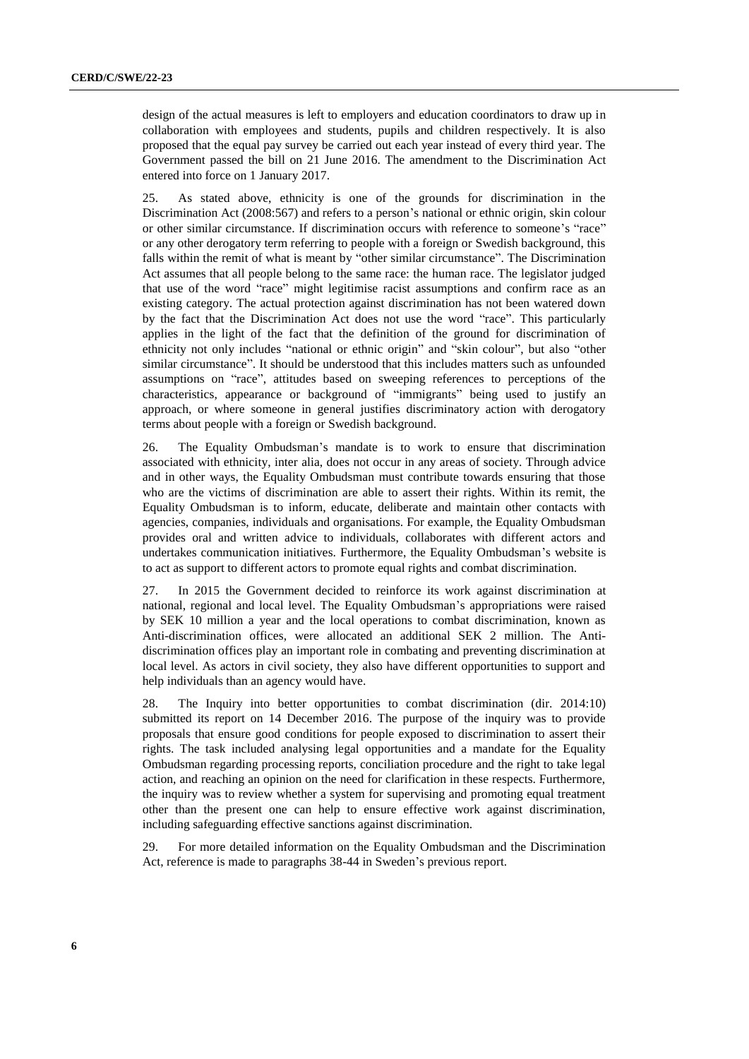design of the actual measures is left to employers and education coordinators to draw up in collaboration with employees and students, pupils and children respectively. It is also proposed that the equal pay survey be carried out each year instead of every third year. The Government passed the bill on 21 June 2016. The amendment to the Discrimination Act entered into force on 1 January 2017.

25. As stated above, ethnicity is one of the grounds for discrimination in the Discrimination Act (2008:567) and refers to a person's national or ethnic origin, skin colour or other similar circumstance. If discrimination occurs with reference to someone's "race" or any other derogatory term referring to people with a foreign or Swedish background, this falls within the remit of what is meant by "other similar circumstance". The Discrimination Act assumes that all people belong to the same race: the human race. The legislator judged that use of the word "race" might legitimise racist assumptions and confirm race as an existing category. The actual protection against discrimination has not been watered down by the fact that the Discrimination Act does not use the word "race". This particularly applies in the light of the fact that the definition of the ground for discrimination of ethnicity not only includes "national or ethnic origin" and "skin colour", but also "other similar circumstance". It should be understood that this includes matters such as unfounded assumptions on "race", attitudes based on sweeping references to perceptions of the characteristics, appearance or background of "immigrants" being used to justify an approach, or where someone in general justifies discriminatory action with derogatory terms about people with a foreign or Swedish background.

26. The Equality Ombudsman's mandate is to work to ensure that discrimination associated with ethnicity, inter alia, does not occur in any areas of society. Through advice and in other ways, the Equality Ombudsman must contribute towards ensuring that those who are the victims of discrimination are able to assert their rights. Within its remit, the Equality Ombudsman is to inform, educate, deliberate and maintain other contacts with agencies, companies, individuals and organisations. For example, the Equality Ombudsman provides oral and written advice to individuals, collaborates with different actors and undertakes communication initiatives. Furthermore, the Equality Ombudsman's website is to act as support to different actors to promote equal rights and combat discrimination.

27. In 2015 the Government decided to reinforce its work against discrimination at national, regional and local level. The Equality Ombudsman's appropriations were raised by SEK 10 million a year and the local operations to combat discrimination, known as Anti-discrimination offices, were allocated an additional SEK 2 million. The Anti-discrimination offices play an important role in combating and preventing discrimination at local level. As actors in civil society, they also have different opportunities to support and help individuals than an agency would have.

28. The Inquiry into better opportunities to combat discrimination (dir. 2014:10) submitted its report on 14 December 2016. The purpose of the inquiry was to provide proposals that ensure good conditions for people exposed to discrimination to assert their rights. The task included analysing legal opportunities and a mandate for the Equality Ombudsman regarding processing reports, conciliation procedure and the right to take legal action, and reaching an opinion on the need for clarification in these respects. Furthermore, the inquiry was to review whether a system for supervising and promoting equal treatment other than the present one can help to ensure effective work against discrimination, including safeguarding effective sanctions against discrimination.

29. For more detailed information on the Equality Ombudsman and the Discrimination Act, reference is made to paragraphs 38-44 in Sweden's previous report.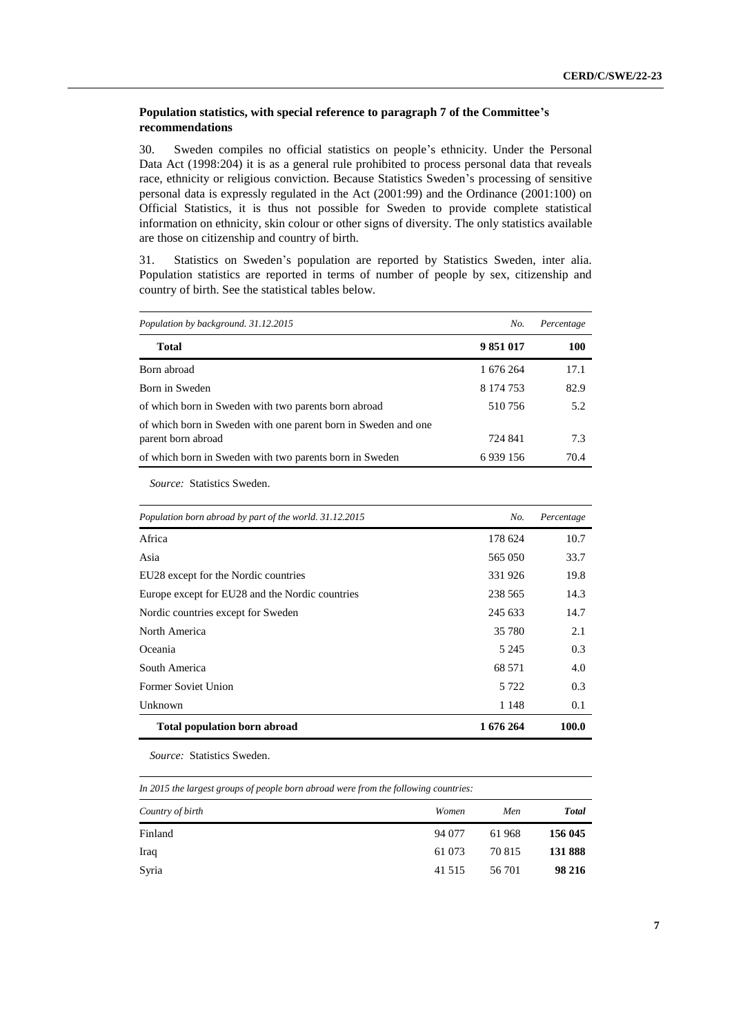**Population statistics, with special reference to paragraph 7 of the Committee's recommendations**

30. Sweden compiles no official statistics on people's ethnicity. Under the Personal Data Act (1998:204) it is as a general rule prohibited to process personal data that reveals race, ethnicity or religious conviction. Because Statistics Sweden's processing of sensitive personal data is expressly regulated in the Act (2001:99) and the Ordinance (2001:100) on Official Statistics, it is thus not possible for Sweden to provide complete statistical information on ethnicity, skin colour or other signs of diversity. The only statistics available are those on citizenship and country of birth.

31. Statistics on Sweden's population are reported by Statistics Sweden, inter alia. Population statistics are reported in terms of number of people by sex, citizenship and country of birth. See the statistical tables below.

| *Population by background. 31.12.2015* | *No.* | *Percentage* |
|---|---|---|
| **Total** | **9 851 017** | **100** |
| Born abroad | 1 676 264 | 17.1 |
| Born in Sweden | 8 174 753 | 82.9 |
| of which born in Sweden with two parents born abroad | 510 756 | 5.2 |
| of which born in Sweden with one parent born in Sweden and one parent born abroad | 724 841 | 7.3 |
| of which born in Sweden with two parents born in Sweden | 6 939 156 | 70.4 |

*Source:* Statistics Sweden.

| *Population born abroad by part of the world. 31.12.2015* | *No.* | *Percentage* |
|---|---|---|
| Africa | 178 624 | 10.7 |
| Asia | 565 050 | 33.7 |
| EU28 except for the Nordic countries | 331 926 | 19.8 |
| Europe except for EU28 and the Nordic countries | 238 565 | 14.3 |
| Nordic countries except for Sweden | 245 633 | 14.7 |
| North America | 35 780 | 2.1 |
| Oceania | 5 245 | 0.3 |
| South America | 68 571 | 4.0 |
| Former Soviet Union | 5 722 | 0.3 |
| Unknown | 1 148 | 0.1 |
| **Total population born abroad** | **1 676 264** | **100.0** |

*Source:* Statistics Sweden.

*In 2015 the largest groups of people born abroad were from the following countries:*

| *Country of birth* | *Women* | *Men* | *Total* |
|---|---|---|---|
| Finland | 94 077 | 61 968 | **156 045** |
| Iraq | 61 073 | 70 815 | **131 888** |
| Syria | 41 515 | 56 701 | **98 216** |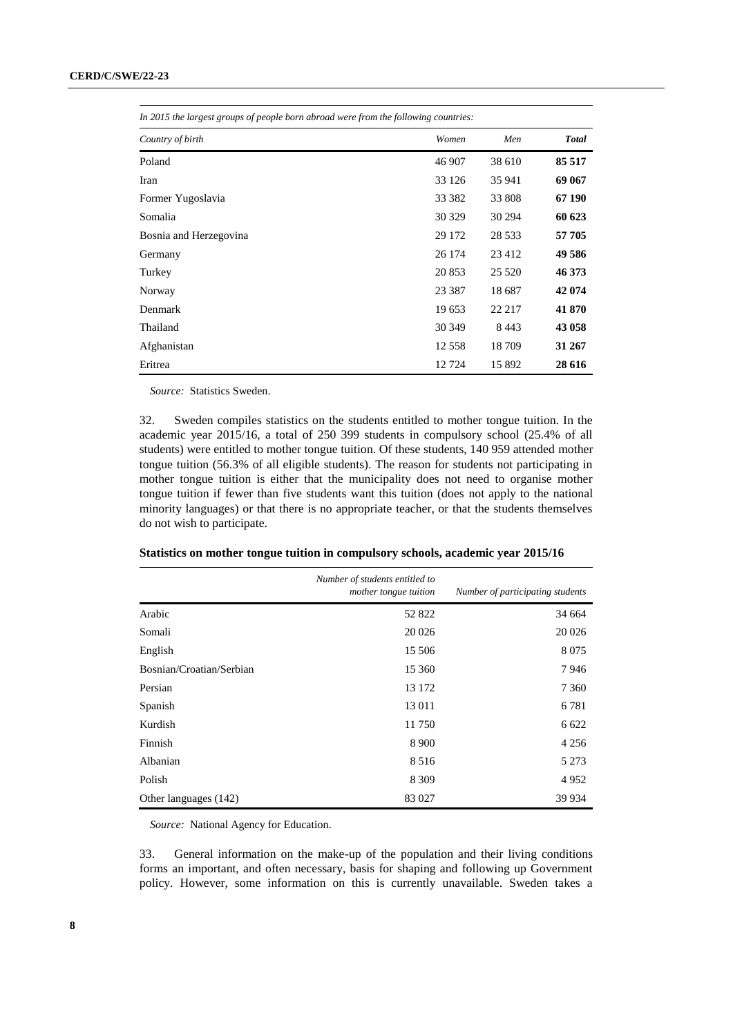*In 2015 the largest groups of people born abroad were from the following countries:*

| *Country of birth* | *Women* | *Men* | ***Total*** |
|---|---|---|---|
| Poland | 46 907 | 38 610 | **85 517** |
| Iran | 33 126 | 35 941 | **69 067** |
| Former Yugoslavia | 33 382 | 33 808 | **67 190** |
| Somalia | 30 329 | 30 294 | **60 623** |
| Bosnia and Herzegovina | 29 172 | 28 533 | **57 705** |
| Germany | 26 174 | 23 412 | **49 586** |
| Turkey | 20 853 | 25 520 | **46 373** |
| Norway | 23 387 | 18 687 | **42 074** |
| Denmark | 19 653 | 22 217 | **41 870** |
| Thailand | 30 349 | 8 443 | **43 058** |
| Afghanistan | 12 558 | 18 709 | **31 267** |
| Eritrea | 12 724 | 15 892 | **28 616** |

*Source:* Statistics Sweden.

32. Sweden compiles statistics on the students entitled to mother tongue tuition. In the academic year 2015/16, a total of 250 399 students in compulsory school (25.4% of all students) were entitled to mother tongue tuition. Of these students, 140 959 attended mother tongue tuition (56.3% of all eligible students). The reason for students not participating in mother tongue tuition is either that the municipality does not need to organise mother tongue tuition if fewer than five students want this tuition (does not apply to the national minority languages) or that there is no appropriate teacher, or that the students themselves do not wish to participate.

**Statistics on mother tongue tuition in compulsory schools, academic year 2015/16**

| | *Number of students entitled to mother tongue tuition* | *Number of participating students* |
|---|---|---|
| Arabic | 52 822 | 34 664 |
| Somali | 20 026 | 20 026 |
| English | 15 506 | 8 075 |
| Bosnian/Croatian/Serbian | 15 360 | 7 946 |
| Persian | 13 172 | 7 360 |
| Spanish | 13 011 | 6 781 |
| Kurdish | 11 750 | 6 622 |
| Finnish | 8 900 | 4 256 |
| Albanian | 8 516 | 5 273 |
| Polish | 8 309 | 4 952 |
| Other languages (142) | 83 027 | 39 934 |

*Source:* National Agency for Education.

33. General information on the make-up of the population and their living conditions forms an important, and often necessary, basis for shaping and following up Government policy. However, some information on this is currently unavailable. Sweden takes a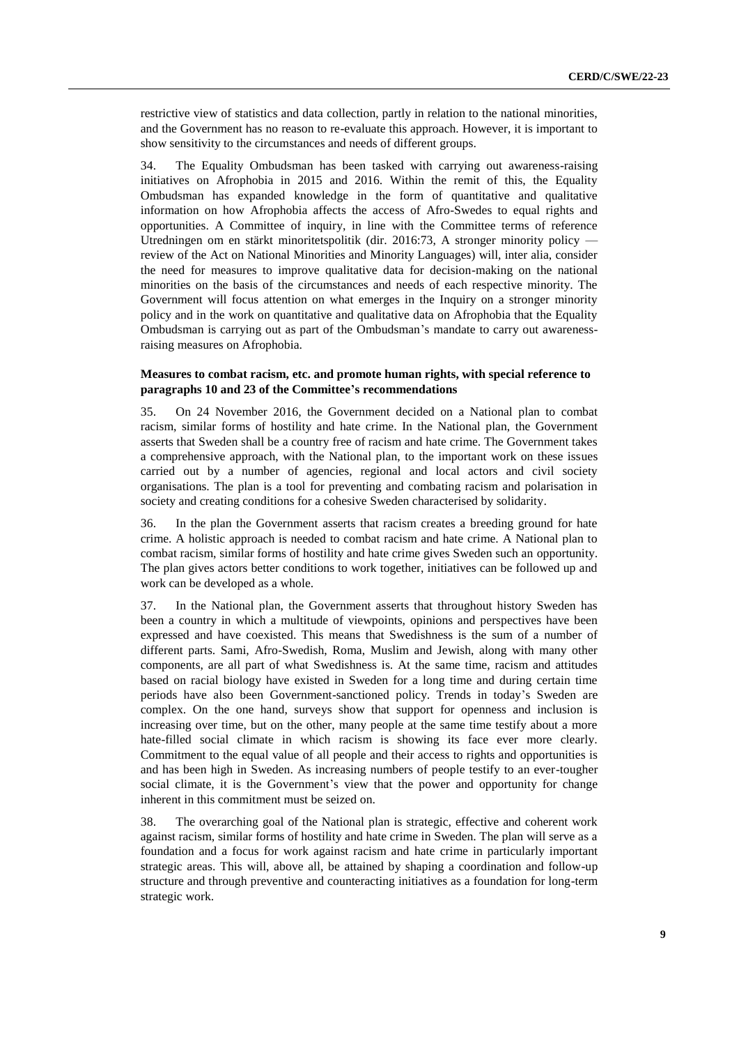restrictive view of statistics and data collection, partly in relation to the national minorities, and the Government has no reason to re-evaluate this approach. However, it is important to show sensitivity to the circumstances and needs of different groups.

34. The Equality Ombudsman has been tasked with carrying out awareness-raising initiatives on Afrophobia in 2015 and 2016. Within the remit of this, the Equality Ombudsman has expanded knowledge in the form of quantitative and qualitative information on how Afrophobia affects the access of Afro-Swedes to equal rights and opportunities. A Committee of inquiry, in line with the Committee terms of reference Utredningen om en stärkt minoritetspolitik (dir. 2016:73, A stronger minority policy — review of the Act on National Minorities and Minority Languages) will, inter alia, consider the need for measures to improve qualitative data for decision-making on the national minorities on the basis of the circumstances and needs of each respective minority. The Government will focus attention on what emerges in the Inquiry on a stronger minority policy and in the work on quantitative and qualitative data on Afrophobia that the Equality Ombudsman is carrying out as part of the Ombudsman's mandate to carry out awareness-raising measures on Afrophobia.

### Measures to combat racism, etc. and promote human rights, with special reference to paragraphs 10 and 23 of the Committee's recommendations

35. On 24 November 2016, the Government decided on a National plan to combat racism, similar forms of hostility and hate crime. In the National plan, the Government asserts that Sweden shall be a country free of racism and hate crime. The Government takes a comprehensive approach, with the National plan, to the important work on these issues carried out by a number of agencies, regional and local actors and civil society organisations. The plan is a tool for preventing and combating racism and polarisation in society and creating conditions for a cohesive Sweden characterised by solidarity.

36. In the plan the Government asserts that racism creates a breeding ground for hate crime. A holistic approach is needed to combat racism and hate crime. A National plan to combat racism, similar forms of hostility and hate crime gives Sweden such an opportunity. The plan gives actors better conditions to work together, initiatives can be followed up and work can be developed as a whole.

37. In the National plan, the Government asserts that throughout history Sweden has been a country in which a multitude of viewpoints, opinions and perspectives have been expressed and have coexisted. This means that Swedishness is the sum of a number of different parts. Sami, Afro-Swedish, Roma, Muslim and Jewish, along with many other components, are all part of what Swedishness is. At the same time, racism and attitudes based on racial biology have existed in Sweden for a long time and during certain time periods have also been Government-sanctioned policy. Trends in today's Sweden are complex. On the one hand, surveys show that support for openness and inclusion is increasing over time, but on the other, many people at the same time testify about a more hate-filled social climate in which racism is showing its face ever more clearly. Commitment to the equal value of all people and their access to rights and opportunities is and has been high in Sweden. As increasing numbers of people testify to an ever-tougher social climate, it is the Government's view that the power and opportunity for change inherent in this commitment must be seized on.

38. The overarching goal of the National plan is strategic, effective and coherent work against racism, similar forms of hostility and hate crime in Sweden. The plan will serve as a foundation and a focus for work against racism and hate crime in particularly important strategic areas. This will, above all, be attained by shaping a coordination and follow-up structure and through preventive and counteracting initiatives as a foundation for long-term strategic work.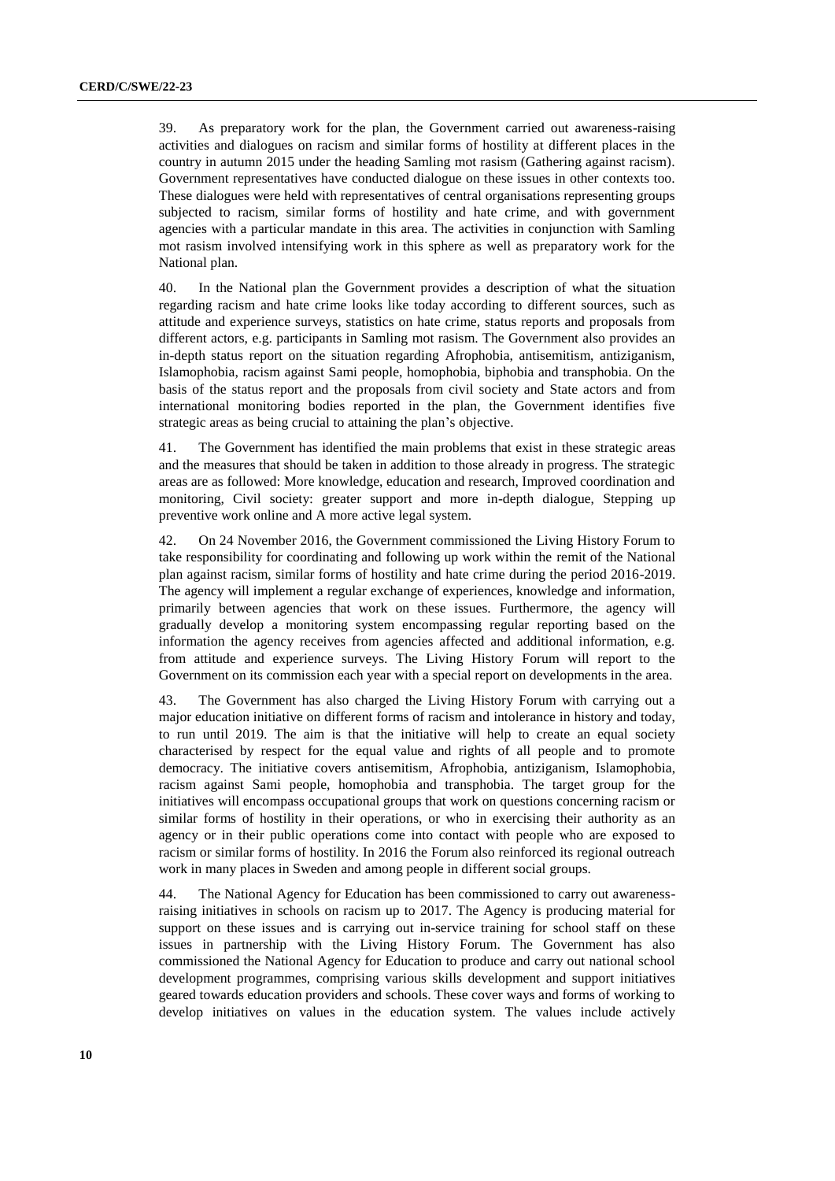39. As preparatory work for the plan, the Government carried out awareness-raising activities and dialogues on racism and similar forms of hostility at different places in the country in autumn 2015 under the heading Samling mot rasism (Gathering against racism). Government representatives have conducted dialogue on these issues in other contexts too. These dialogues were held with representatives of central organisations representing groups subjected to racism, similar forms of hostility and hate crime, and with government agencies with a particular mandate in this area. The activities in conjunction with Samling mot rasism involved intensifying work in this sphere as well as preparatory work for the National plan.

40. In the National plan the Government provides a description of what the situation regarding racism and hate crime looks like today according to different sources, such as attitude and experience surveys, statistics on hate crime, status reports and proposals from different actors, e.g. participants in Samling mot rasism. The Government also provides an in-depth status report on the situation regarding Afrophobia, antisemitism, antiziganism, Islamophobia, racism against Sami people, homophobia, biphobia and transphobia. On the basis of the status report and the proposals from civil society and State actors and from international monitoring bodies reported in the plan, the Government identifies five strategic areas as being crucial to attaining the plan's objective.

41. The Government has identified the main problems that exist in these strategic areas and the measures that should be taken in addition to those already in progress. The strategic areas are as followed: More knowledge, education and research, Improved coordination and monitoring, Civil society: greater support and more in-depth dialogue, Stepping up preventive work online and A more active legal system.

42. On 24 November 2016, the Government commissioned the Living History Forum to take responsibility for coordinating and following up work within the remit of the National plan against racism, similar forms of hostility and hate crime during the period 2016-2019. The agency will implement a regular exchange of experiences, knowledge and information, primarily between agencies that work on these issues. Furthermore, the agency will gradually develop a monitoring system encompassing regular reporting based on the information the agency receives from agencies affected and additional information, e.g. from attitude and experience surveys. The Living History Forum will report to the Government on its commission each year with a special report on developments in the area.

43. The Government has also charged the Living History Forum with carrying out a major education initiative on different forms of racism and intolerance in history and today, to run until 2019. The aim is that the initiative will help to create an equal society characterised by respect for the equal value and rights of all people and to promote democracy. The initiative covers antisemitism, Afrophobia, antiziganism, Islamophobia, racism against Sami people, homophobia and transphobia. The target group for the initiatives will encompass occupational groups that work on questions concerning racism or similar forms of hostility in their operations, or who in exercising their authority as an agency or in their public operations come into contact with people who are exposed to racism or similar forms of hostility. In 2016 the Forum also reinforced its regional outreach work in many places in Sweden and among people in different social groups.

44. The National Agency for Education has been commissioned to carry out awareness-raising initiatives in schools on racism up to 2017. The Agency is producing material for support on these issues and is carrying out in-service training for school staff on these issues in partnership with the Living History Forum. The Government has also commissioned the National Agency for Education to produce and carry out national school development programmes, comprising various skills development and support initiatives geared towards education providers and schools. These cover ways and forms of working to develop initiatives on values in the education system. The values include actively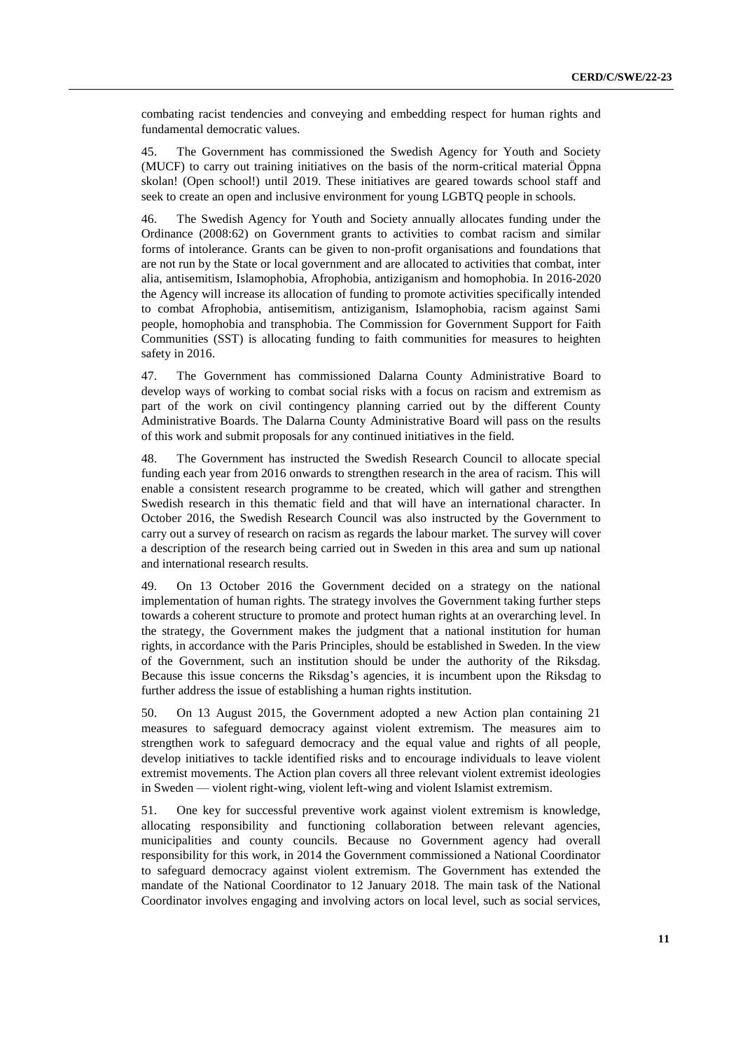combating racist tendencies and conveying and embedding respect for human rights and fundamental democratic values.

45. The Government has commissioned the Swedish Agency for Youth and Society (MUCF) to carry out training initiatives on the basis of the norm-critical material Öppna skolan! (Open school!) until 2019. These initiatives are geared towards school staff and seek to create an open and inclusive environment for young LGBTQ people in schools.

46. The Swedish Agency for Youth and Society annually allocates funding under the Ordinance (2008:62) on Government grants to activities to combat racism and similar forms of intolerance. Grants can be given to non-profit organisations and foundations that are not run by the State or local government and are allocated to activities that combat, inter alia, antisemitism, Islamophobia, Afrophobia, antiziganism and homophobia. In 2016-2020 the Agency will increase its allocation of funding to promote activities specifically intended to combat Afrophobia, antisemitism, antiziganism, Islamophobia, racism against Sami people, homophobia and transphobia. The Commission for Government Support for Faith Communities (SST) is allocating funding to faith communities for measures to heighten safety in 2016.

47. The Government has commissioned Dalarna County Administrative Board to develop ways of working to combat social risks with a focus on racism and extremism as part of the work on civil contingency planning carried out by the different County Administrative Boards. The Dalarna County Administrative Board will pass on the results of this work and submit proposals for any continued initiatives in the field.

48. The Government has instructed the Swedish Research Council to allocate special funding each year from 2016 onwards to strengthen research in the area of racism. This will enable a consistent research programme to be created, which will gather and strengthen Swedish research in this thematic field and that will have an international character. In October 2016, the Swedish Research Council was also instructed by the Government to carry out a survey of research on racism as regards the labour market. The survey will cover a description of the research being carried out in Sweden in this area and sum up national and international research results.

49. On 13 October 2016 the Government decided on a strategy on the national implementation of human rights. The strategy involves the Government taking further steps towards a coherent structure to promote and protect human rights at an overarching level. In the strategy, the Government makes the judgment that a national institution for human rights, in accordance with the Paris Principles, should be established in Sweden. In the view of the Government, such an institution should be under the authority of the Riksdag. Because this issue concerns the Riksdag's agencies, it is incumbent upon the Riksdag to further address the issue of establishing a human rights institution.

50. On 13 August 2015, the Government adopted a new Action plan containing 21 measures to safeguard democracy against violent extremism. The measures aim to strengthen work to safeguard democracy and the equal value and rights of all people, develop initiatives to tackle identified risks and to encourage individuals to leave violent extremist movements. The Action plan covers all three relevant violent extremist ideologies in Sweden — violent right-wing, violent left-wing and violent Islamist extremism.

51. One key for successful preventive work against violent extremism is knowledge, allocating responsibility and functioning collaboration between relevant agencies, municipalities and county councils. Because no Government agency had overall responsibility for this work, in 2014 the Government commissioned a National Coordinator to safeguard democracy against violent extremism. The Government has extended the mandate of the National Coordinator to 12 January 2018. The main task of the National Coordinator involves engaging and involving actors on local level, such as social services,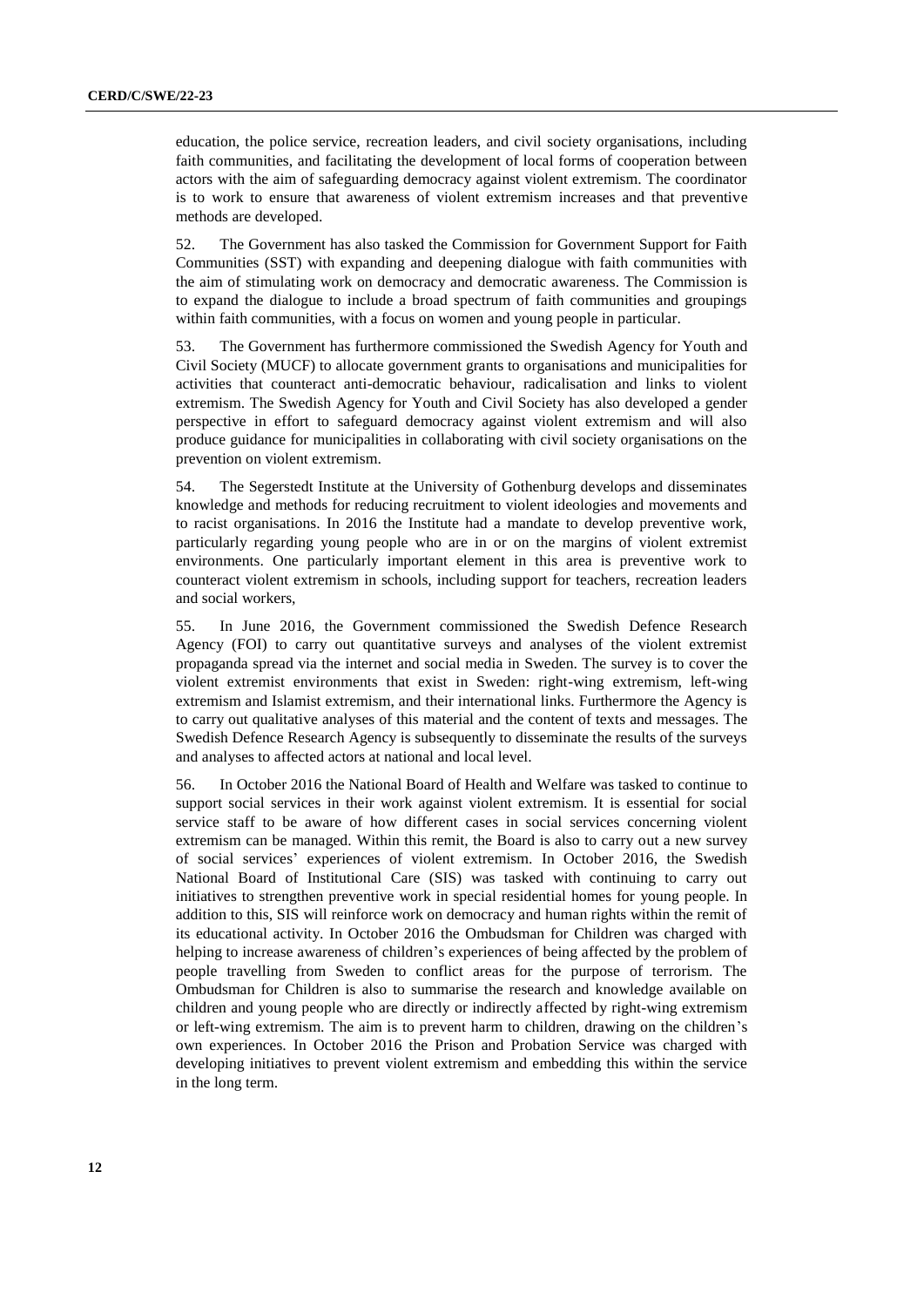education, the police service, recreation leaders, and civil society organisations, including faith communities, and facilitating the development of local forms of cooperation between actors with the aim of safeguarding democracy against violent extremism. The coordinator is to work to ensure that awareness of violent extremism increases and that preventive methods are developed.

52. The Government has also tasked the Commission for Government Support for Faith Communities (SST) with expanding and deepening dialogue with faith communities with the aim of stimulating work on democracy and democratic awareness. The Commission is to expand the dialogue to include a broad spectrum of faith communities and groupings within faith communities, with a focus on women and young people in particular.

53. The Government has furthermore commissioned the Swedish Agency for Youth and Civil Society (MUCF) to allocate government grants to organisations and municipalities for activities that counteract anti-democratic behaviour, radicalisation and links to violent extremism. The Swedish Agency for Youth and Civil Society has also developed a gender perspective in effort to safeguard democracy against violent extremism and will also produce guidance for municipalities in collaborating with civil society organisations on the prevention on violent extremism.

54. The Segerstedt Institute at the University of Gothenburg develops and disseminates knowledge and methods for reducing recruitment to violent ideologies and movements and to racist organisations. In 2016 the Institute had a mandate to develop preventive work, particularly regarding young people who are in or on the margins of violent extremist environments. One particularly important element in this area is preventive work to counteract violent extremism in schools, including support for teachers, recreation leaders and social workers,

55. In June 2016, the Government commissioned the Swedish Defence Research Agency (FOI) to carry out quantitative surveys and analyses of the violent extremist propaganda spread via the internet and social media in Sweden. The survey is to cover the violent extremist environments that exist in Sweden: right-wing extremism, left-wing extremism and Islamist extremism, and their international links. Furthermore the Agency is to carry out qualitative analyses of this material and the content of texts and messages. The Swedish Defence Research Agency is subsequently to disseminate the results of the surveys and analyses to affected actors at national and local level.

56. In October 2016 the National Board of Health and Welfare was tasked to continue to support social services in their work against violent extremism. It is essential for social service staff to be aware of how different cases in social services concerning violent extremism can be managed. Within this remit, the Board is also to carry out a new survey of social services' experiences of violent extremism. In October 2016, the Swedish National Board of Institutional Care (SIS) was tasked with continuing to carry out initiatives to strengthen preventive work in special residential homes for young people. In addition to this, SIS will reinforce work on democracy and human rights within the remit of its educational activity. In October 2016 the Ombudsman for Children was charged with helping to increase awareness of children's experiences of being affected by the problem of people travelling from Sweden to conflict areas for the purpose of terrorism. The Ombudsman for Children is also to summarise the research and knowledge available on children and young people who are directly or indirectly affected by right-wing extremism or left-wing extremism. The aim is to prevent harm to children, drawing on the children's own experiences. In October 2016 the Prison and Probation Service was charged with developing initiatives to prevent violent extremism and embedding this within the service in the long term.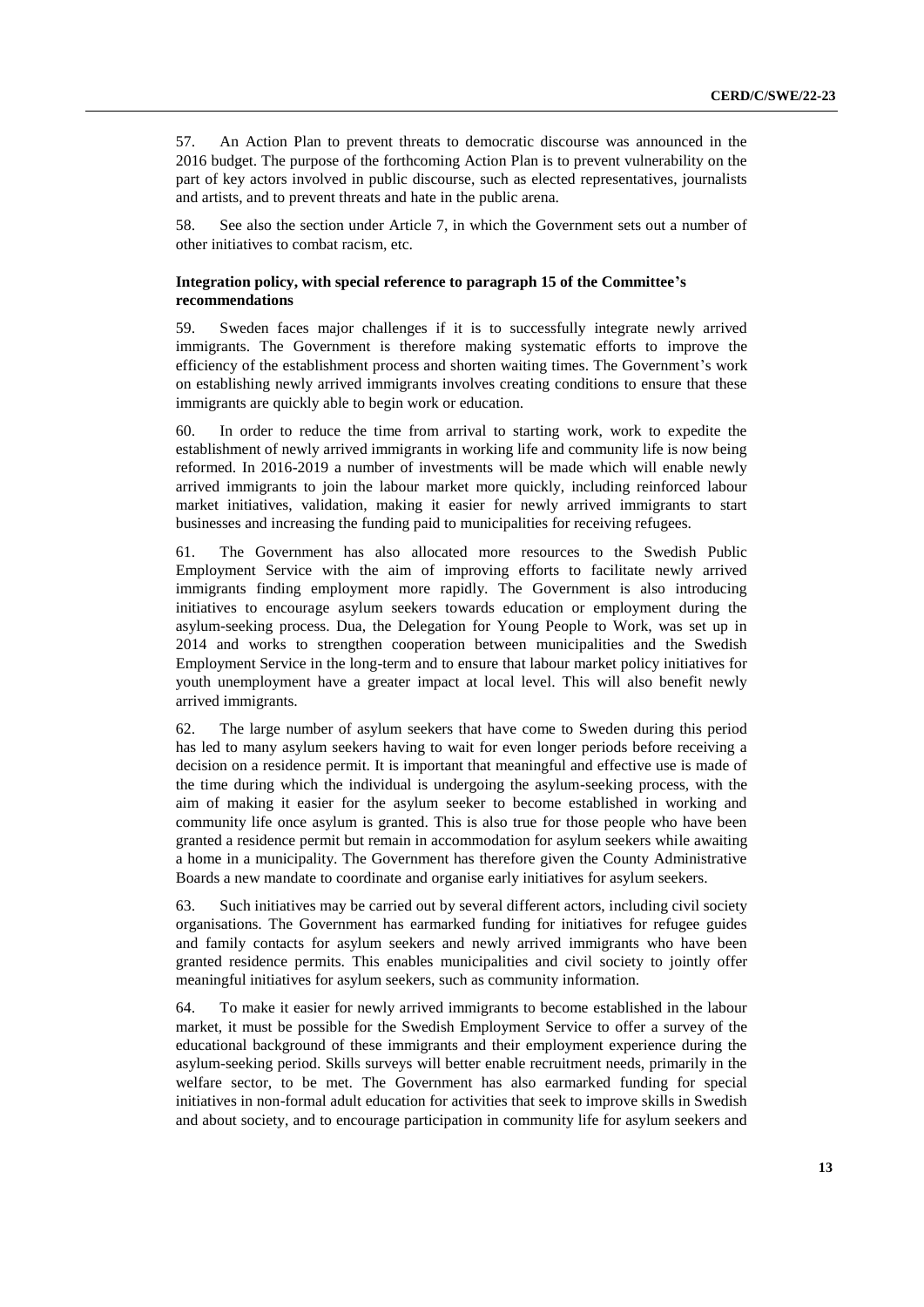57. An Action Plan to prevent threats to democratic discourse was announced in the 2016 budget. The purpose of the forthcoming Action Plan is to prevent vulnerability on the part of key actors involved in public discourse, such as elected representatives, journalists and artists, and to prevent threats and hate in the public arena.

58. See also the section under Article 7, in which the Government sets out a number of other initiatives to combat racism, etc.

**Integration policy, with special reference to paragraph 15 of the Committee's recommendations**

59. Sweden faces major challenges if it is to successfully integrate newly arrived immigrants. The Government is therefore making systematic efforts to improve the efficiency of the establishment process and shorten waiting times. The Government's work on establishing newly arrived immigrants involves creating conditions to ensure that these immigrants are quickly able to begin work or education.

60. In order to reduce the time from arrival to starting work, work to expedite the establishment of newly arrived immigrants in working life and community life is now being reformed. In 2016-2019 a number of investments will be made which will enable newly arrived immigrants to join the labour market more quickly, including reinforced labour market initiatives, validation, making it easier for newly arrived immigrants to start businesses and increasing the funding paid to municipalities for receiving refugees.

61. The Government has also allocated more resources to the Swedish Public Employment Service with the aim of improving efforts to facilitate newly arrived immigrants finding employment more rapidly. The Government is also introducing initiatives to encourage asylum seekers towards education or employment during the asylum-seeking process. Dua, the Delegation for Young People to Work, was set up in 2014 and works to strengthen cooperation between municipalities and the Swedish Employment Service in the long-term and to ensure that labour market policy initiatives for youth unemployment have a greater impact at local level. This will also benefit newly arrived immigrants.

62. The large number of asylum seekers that have come to Sweden during this period has led to many asylum seekers having to wait for even longer periods before receiving a decision on a residence permit. It is important that meaningful and effective use is made of the time during which the individual is undergoing the asylum-seeking process, with the aim of making it easier for the asylum seeker to become established in working and community life once asylum is granted. This is also true for those people who have been granted a residence permit but remain in accommodation for asylum seekers while awaiting a home in a municipality. The Government has therefore given the County Administrative Boards a new mandate to coordinate and organise early initiatives for asylum seekers.

63. Such initiatives may be carried out by several different actors, including civil society organisations. The Government has earmarked funding for initiatives for refugee guides and family contacts for asylum seekers and newly arrived immigrants who have been granted residence permits. This enables municipalities and civil society to jointly offer meaningful initiatives for asylum seekers, such as community information.

64. To make it easier for newly arrived immigrants to become established in the labour market, it must be possible for the Swedish Employment Service to offer a survey of the educational background of these immigrants and their employment experience during the asylum-seeking period. Skills surveys will better enable recruitment needs, primarily in the welfare sector, to be met. The Government has also earmarked funding for special initiatives in non-formal adult education for activities that seek to improve skills in Swedish and about society, and to encourage participation in community life for asylum seekers and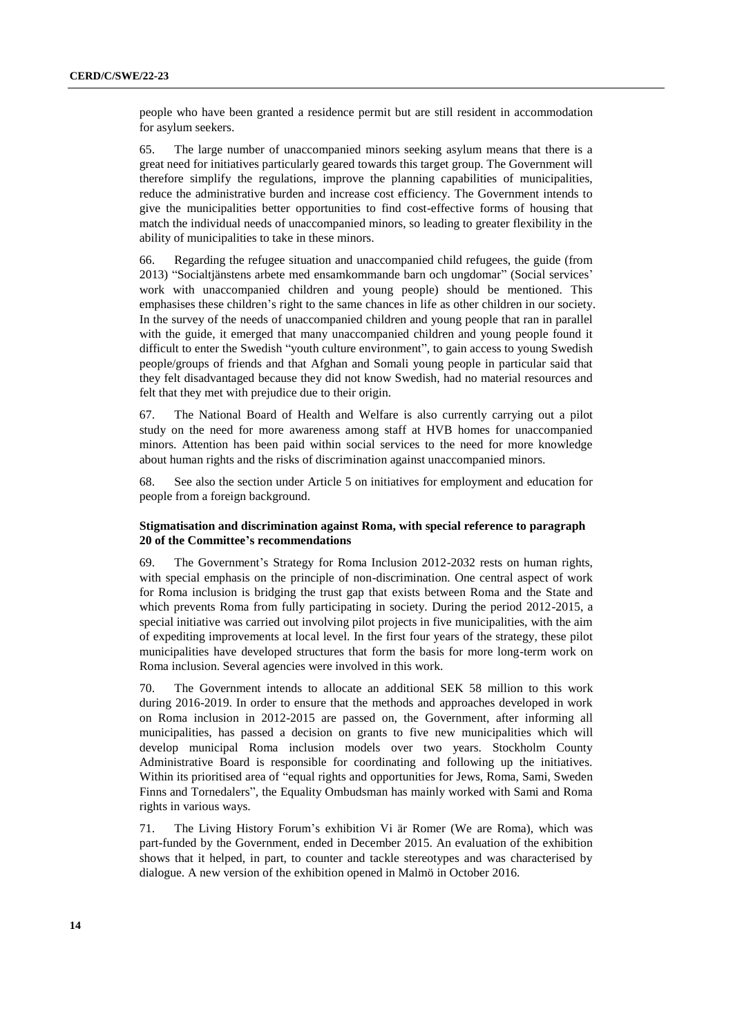people who have been granted a residence permit but are still resident in accommodation for asylum seekers.

65. The large number of unaccompanied minors seeking asylum means that there is a great need for initiatives particularly geared towards this target group. The Government will therefore simplify the regulations, improve the planning capabilities of municipalities, reduce the administrative burden and increase cost efficiency. The Government intends to give the municipalities better opportunities to find cost-effective forms of housing that match the individual needs of unaccompanied minors, so leading to greater flexibility in the ability of municipalities to take in these minors.

66. Regarding the refugee situation and unaccompanied child refugees, the guide (from 2013) "Socialtjänstens arbete med ensamkommande barn och ungdomar" (Social services' work with unaccompanied children and young people) should be mentioned. This emphasises these children's right to the same chances in life as other children in our society. In the survey of the needs of unaccompanied children and young people that ran in parallel with the guide, it emerged that many unaccompanied children and young people found it difficult to enter the Swedish "youth culture environment", to gain access to young Swedish people/groups of friends and that Afghan and Somali young people in particular said that they felt disadvantaged because they did not know Swedish, had no material resources and felt that they met with prejudice due to their origin.

67. The National Board of Health and Welfare is also currently carrying out a pilot study on the need for more awareness among staff at HVB homes for unaccompanied minors. Attention has been paid within social services to the need for more knowledge about human rights and the risks of discrimination against unaccompanied minors.

68. See also the section under Article 5 on initiatives for employment and education for people from a foreign background.

### Stigmatisation and discrimination against Roma, with special reference to paragraph 20 of the Committee's recommendations

69. The Government's Strategy for Roma Inclusion 2012-2032 rests on human rights, with special emphasis on the principle of non-discrimination. One central aspect of work for Roma inclusion is bridging the trust gap that exists between Roma and the State and which prevents Roma from fully participating in society. During the period 2012-2015, a special initiative was carried out involving pilot projects in five municipalities, with the aim of expediting improvements at local level. In the first four years of the strategy, these pilot municipalities have developed structures that form the basis for more long-term work on Roma inclusion. Several agencies were involved in this work.

70. The Government intends to allocate an additional SEK 58 million to this work during 2016-2019. In order to ensure that the methods and approaches developed in work on Roma inclusion in 2012-2015 are passed on, the Government, after informing all municipalities, has passed a decision on grants to five new municipalities which will develop municipal Roma inclusion models over two years. Stockholm County Administrative Board is responsible for coordinating and following up the initiatives. Within its prioritised area of "equal rights and opportunities for Jews, Roma, Sami, Sweden Finns and Tornedalers", the Equality Ombudsman has mainly worked with Sami and Roma rights in various ways.

71. The Living History Forum's exhibition Vi är Romer (We are Roma), which was part-funded by the Government, ended in December 2015. An evaluation of the exhibition shows that it helped, in part, to counter and tackle stereotypes and was characterised by dialogue. A new version of the exhibition opened in Malmö in October 2016.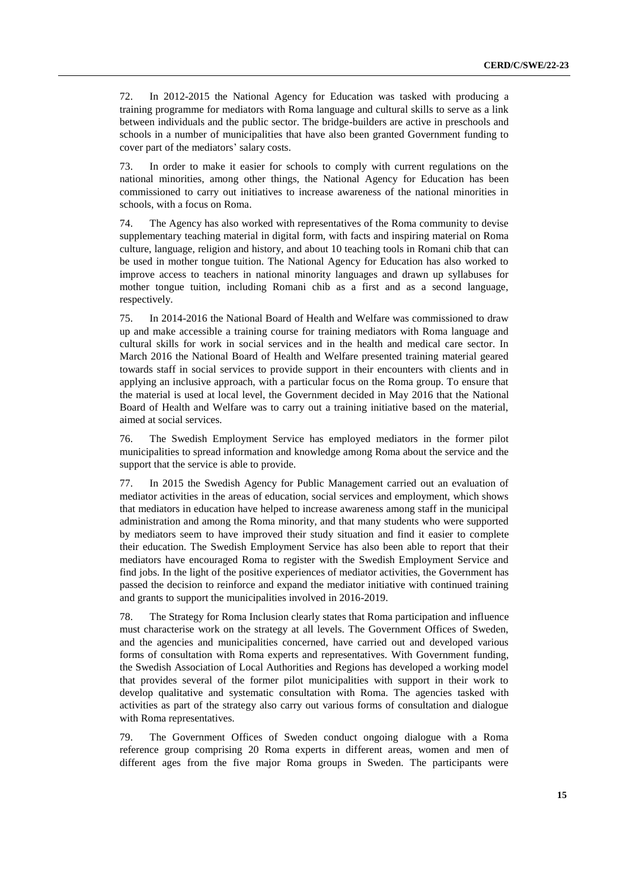72. In 2012-2015 the National Agency for Education was tasked with producing a training programme for mediators with Roma language and cultural skills to serve as a link between individuals and the public sector. The bridge-builders are active in preschools and schools in a number of municipalities that have also been granted Government funding to cover part of the mediators' salary costs.

73. In order to make it easier for schools to comply with current regulations on the national minorities, among other things, the National Agency for Education has been commissioned to carry out initiatives to increase awareness of the national minorities in schools, with a focus on Roma.

74. The Agency has also worked with representatives of the Roma community to devise supplementary teaching material in digital form, with facts and inspiring material on Roma culture, language, religion and history, and about 10 teaching tools in Romani chib that can be used in mother tongue tuition. The National Agency for Education has also worked to improve access to teachers in national minority languages and drawn up syllabuses for mother tongue tuition, including Romani chib as a first and as a second language, respectively.

75. In 2014-2016 the National Board of Health and Welfare was commissioned to draw up and make accessible a training course for training mediators with Roma language and cultural skills for work in social services and in the health and medical care sector. In March 2016 the National Board of Health and Welfare presented training material geared towards staff in social services to provide support in their encounters with clients and in applying an inclusive approach, with a particular focus on the Roma group. To ensure that the material is used at local level, the Government decided in May 2016 that the National Board of Health and Welfare was to carry out a training initiative based on the material, aimed at social services.

76. The Swedish Employment Service has employed mediators in the former pilot municipalities to spread information and knowledge among Roma about the service and the support that the service is able to provide.

77. In 2015 the Swedish Agency for Public Management carried out an evaluation of mediator activities in the areas of education, social services and employment, which shows that mediators in education have helped to increase awareness among staff in the municipal administration and among the Roma minority, and that many students who were supported by mediators seem to have improved their study situation and find it easier to complete their education. The Swedish Employment Service has also been able to report that their mediators have encouraged Roma to register with the Swedish Employment Service and find jobs. In the light of the positive experiences of mediator activities, the Government has passed the decision to reinforce and expand the mediator initiative with continued training and grants to support the municipalities involved in 2016-2019.

78. The Strategy for Roma Inclusion clearly states that Roma participation and influence must characterise work on the strategy at all levels. The Government Offices of Sweden, and the agencies and municipalities concerned, have carried out and developed various forms of consultation with Roma experts and representatives. With Government funding, the Swedish Association of Local Authorities and Regions has developed a working model that provides several of the former pilot municipalities with support in their work to develop qualitative and systematic consultation with Roma. The agencies tasked with activities as part of the strategy also carry out various forms of consultation and dialogue with Roma representatives.

79. The Government Offices of Sweden conduct ongoing dialogue with a Roma reference group comprising 20 Roma experts in different areas, women and men of different ages from the five major Roma groups in Sweden. The participants were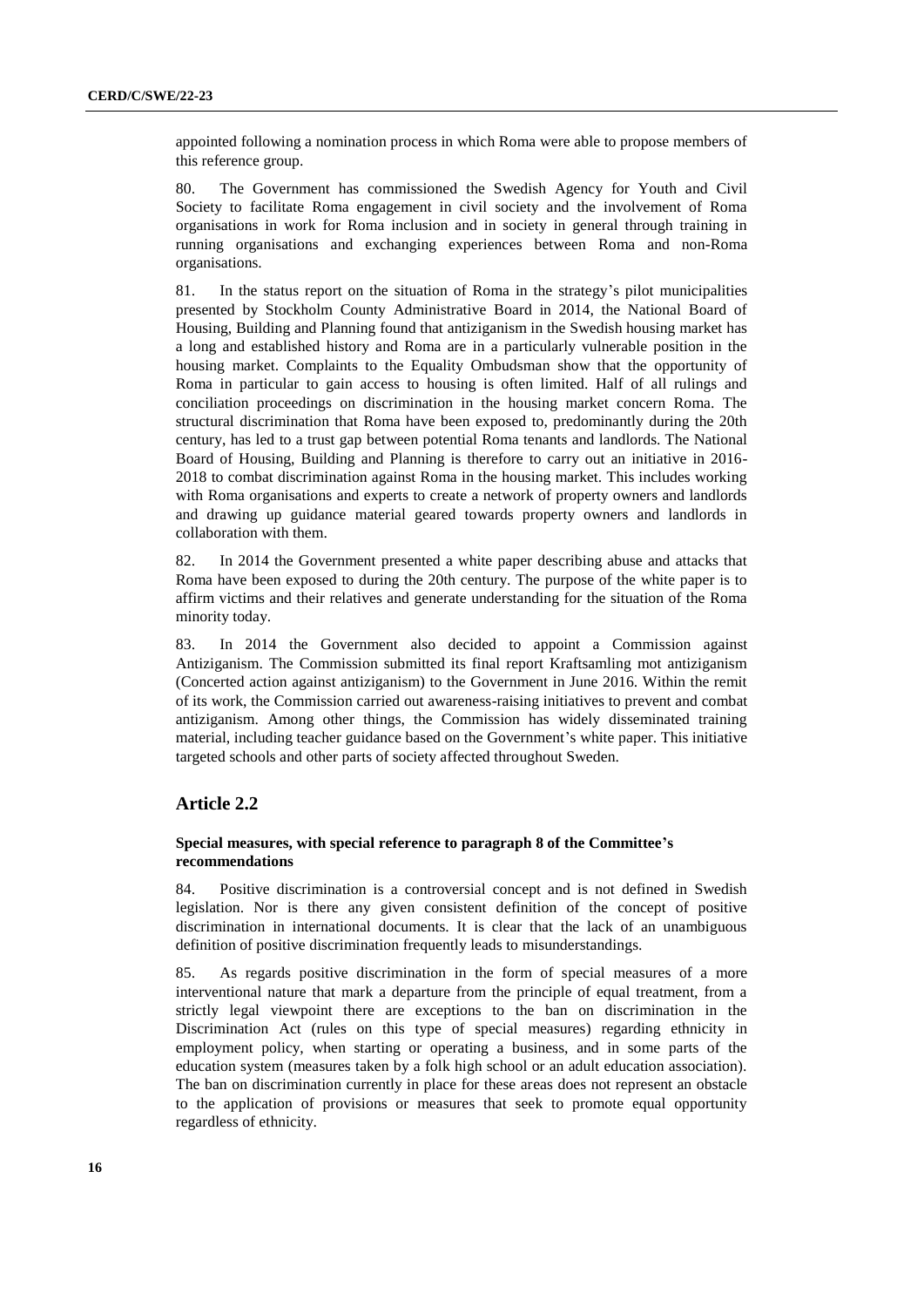appointed following a nomination process in which Roma were able to propose members of this reference group.

80. The Government has commissioned the Swedish Agency for Youth and Civil Society to facilitate Roma engagement in civil society and the involvement of Roma organisations in work for Roma inclusion and in society in general through training in running organisations and exchanging experiences between Roma and non-Roma organisations.

81. In the status report on the situation of Roma in the strategy's pilot municipalities presented by Stockholm County Administrative Board in 2014, the National Board of Housing, Building and Planning found that antiziganism in the Swedish housing market has a long and established history and Roma are in a particularly vulnerable position in the housing market. Complaints to the Equality Ombudsman show that the opportunity of Roma in particular to gain access to housing is often limited. Half of all rulings and conciliation proceedings on discrimination in the housing market concern Roma. The structural discrimination that Roma have been exposed to, predominantly during the 20th century, has led to a trust gap between potential Roma tenants and landlords. The National Board of Housing, Building and Planning is therefore to carry out an initiative in 2016-2018 to combat discrimination against Roma in the housing market. This includes working with Roma organisations and experts to create a network of property owners and landlords and drawing up guidance material geared towards property owners and landlords in collaboration with them.

82. In 2014 the Government presented a white paper describing abuse and attacks that Roma have been exposed to during the 20th century. The purpose of the white paper is to affirm victims and their relatives and generate understanding for the situation of the Roma minority today.

83. In 2014 the Government also decided to appoint a Commission against Antiziganism. The Commission submitted its final report Kraftsamling mot antiziganism (Concerted action against antiziganism) to the Government in June 2016. Within the remit of its work, the Commission carried out awareness-raising initiatives to prevent and combat antiziganism. Among other things, the Commission has widely disseminated training material, including teacher guidance based on the Government's white paper. This initiative targeted schools and other parts of society affected throughout Sweden.

## Article 2.2

### Special measures, with special reference to paragraph 8 of the Committee's recommendations

84. Positive discrimination is a controversial concept and is not defined in Swedish legislation. Nor is there any given consistent definition of the concept of positive discrimination in international documents. It is clear that the lack of an unambiguous definition of positive discrimination frequently leads to misunderstandings.

85. As regards positive discrimination in the form of special measures of a more interventional nature that mark a departure from the principle of equal treatment, from a strictly legal viewpoint there are exceptions to the ban on discrimination in the Discrimination Act (rules on this type of special measures) regarding ethnicity in employment policy, when starting or operating a business, and in some parts of the education system (measures taken by a folk high school or an adult education association). The ban on discrimination currently in place for these areas does not represent an obstacle to the application of provisions or measures that seek to promote equal opportunity regardless of ethnicity.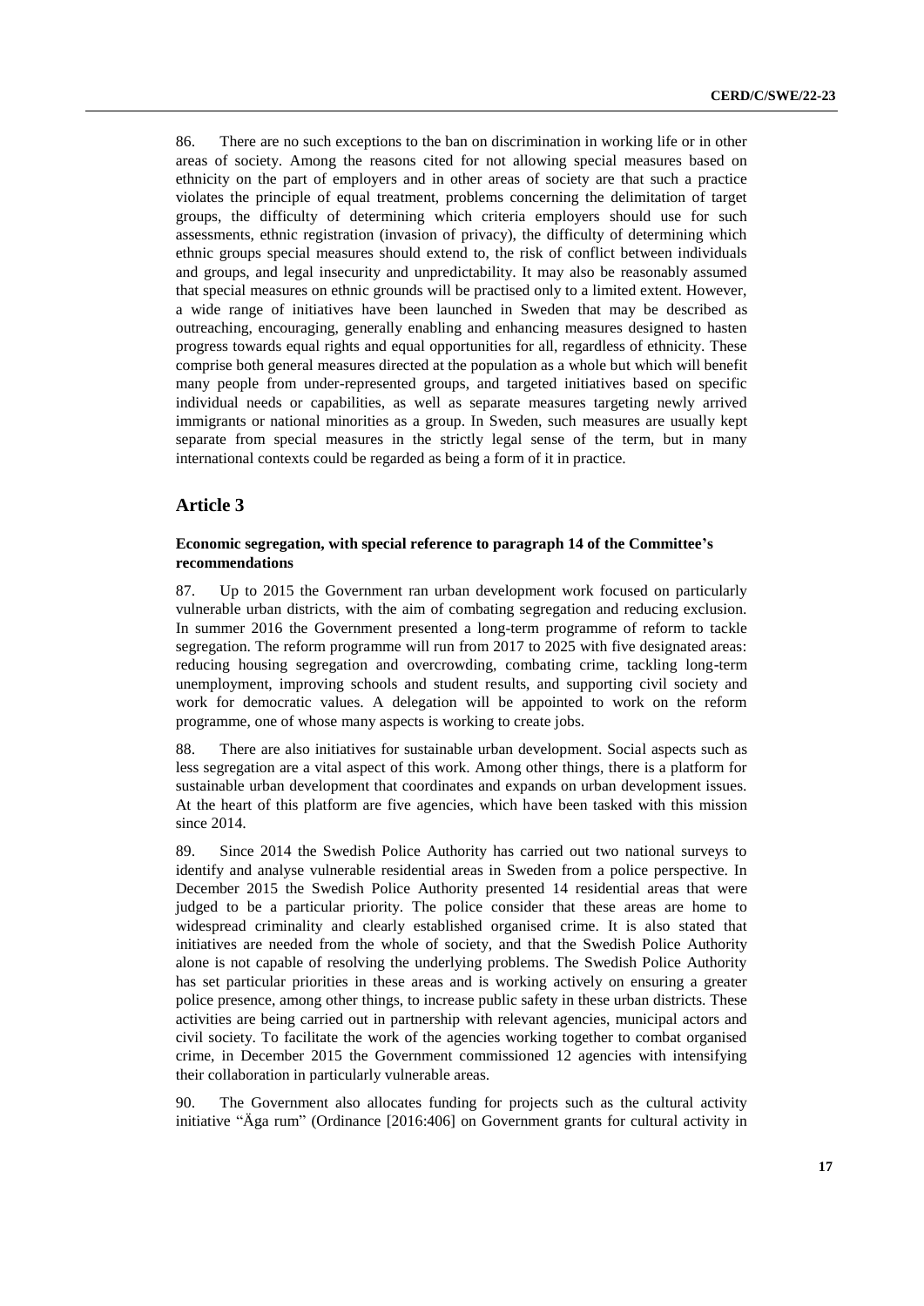86. There are no such exceptions to the ban on discrimination in working life or in other areas of society. Among the reasons cited for not allowing special measures based on ethnicity on the part of employers and in other areas of society are that such a practice violates the principle of equal treatment, problems concerning the delimitation of target groups, the difficulty of determining which criteria employers should use for such assessments, ethnic registration (invasion of privacy), the difficulty of determining which ethnic groups special measures should extend to, the risk of conflict between individuals and groups, and legal insecurity and unpredictability. It may also be reasonably assumed that special measures on ethnic grounds will be practised only to a limited extent. However, a wide range of initiatives have been launched in Sweden that may be described as outreaching, encouraging, generally enabling and enhancing measures designed to hasten progress towards equal rights and equal opportunities for all, regardless of ethnicity. These comprise both general measures directed at the population as a whole but which will benefit many people from under-represented groups, and targeted initiatives based on specific individual needs or capabilities, as well as separate measures targeting newly arrived immigrants or national minorities as a group. In Sweden, such measures are usually kept separate from special measures in the strictly legal sense of the term, but in many international contexts could be regarded as being a form of it in practice.

## Article 3

### Economic segregation, with special reference to paragraph 14 of the Committee's recommendations

87. Up to 2015 the Government ran urban development work focused on particularly vulnerable urban districts, with the aim of combating segregation and reducing exclusion. In summer 2016 the Government presented a long-term programme of reform to tackle segregation. The reform programme will run from 2017 to 2025 with five designated areas: reducing housing segregation and overcrowding, combating crime, tackling long-term unemployment, improving schools and student results, and supporting civil society and work for democratic values. A delegation will be appointed to work on the reform programme, one of whose many aspects is working to create jobs.

88. There are also initiatives for sustainable urban development. Social aspects such as less segregation are a vital aspect of this work. Among other things, there is a platform for sustainable urban development that coordinates and expands on urban development issues. At the heart of this platform are five agencies, which have been tasked with this mission since 2014.

89. Since 2014 the Swedish Police Authority has carried out two national surveys to identify and analyse vulnerable residential areas in Sweden from a police perspective. In December 2015 the Swedish Police Authority presented 14 residential areas that were judged to be a particular priority. The police consider that these areas are home to widespread criminality and clearly established organised crime. It is also stated that initiatives are needed from the whole of society, and that the Swedish Police Authority alone is not capable of resolving the underlying problems. The Swedish Police Authority has set particular priorities in these areas and is working actively on ensuring a greater police presence, among other things, to increase public safety in these urban districts. These activities are being carried out in partnership with relevant agencies, municipal actors and civil society. To facilitate the work of the agencies working together to combat organised crime, in December 2015 the Government commissioned 12 agencies with intensifying their collaboration in particularly vulnerable areas.

90. The Government also allocates funding for projects such as the cultural activity initiative "Äga rum" (Ordinance [2016:406] on Government grants for cultural activity in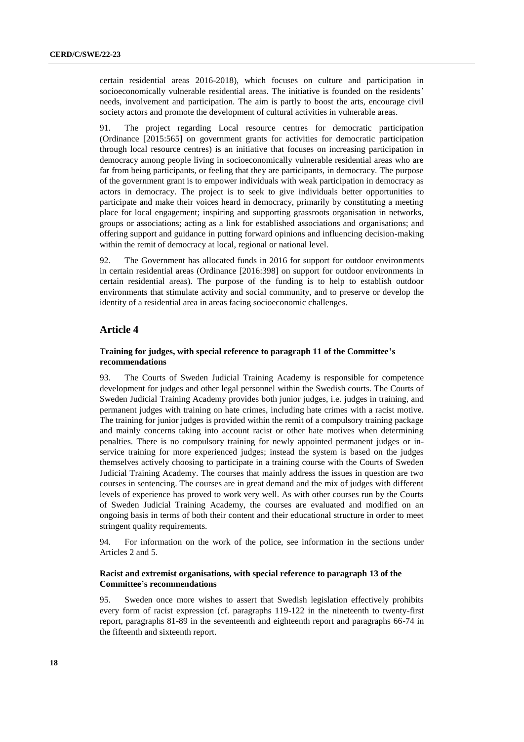certain residential areas 2016-2018), which focuses on culture and participation in socioeconomically vulnerable residential areas. The initiative is founded on the residents' needs, involvement and participation. The aim is partly to boost the arts, encourage civil society actors and promote the development of cultural activities in vulnerable areas.

91. The project regarding Local resource centres for democratic participation (Ordinance [2015:565] on government grants for activities for democratic participation through local resource centres) is an initiative that focuses on increasing participation in democracy among people living in socioeconomically vulnerable residential areas who are far from being participants, or feeling that they are participants, in democracy. The purpose of the government grant is to empower individuals with weak participation in democracy as actors in democracy. The project is to seek to give individuals better opportunities to participate and make their voices heard in democracy, primarily by constituting a meeting place for local engagement; inspiring and supporting grassroots organisation in networks, groups or associations; acting as a link for established associations and organisations; and offering support and guidance in putting forward opinions and influencing decision-making within the remit of democracy at local, regional or national level.

92. The Government has allocated funds in 2016 for support for outdoor environments in certain residential areas (Ordinance [2016:398] on support for outdoor environments in certain residential areas). The purpose of the funding is to help to establish outdoor environments that stimulate activity and social community, and to preserve or develop the identity of a residential area in areas facing socioeconomic challenges.

## Article 4

### Training for judges, with special reference to paragraph 11 of the Committee's recommendations

93. The Courts of Sweden Judicial Training Academy is responsible for competence development for judges and other legal personnel within the Swedish courts. The Courts of Sweden Judicial Training Academy provides both junior judges, i.e. judges in training, and permanent judges with training on hate crimes, including hate crimes with a racist motive. The training for junior judges is provided within the remit of a compulsory training package and mainly concerns taking into account racist or other hate motives when determining penalties. There is no compulsory training for newly appointed permanent judges or in-service training for more experienced judges; instead the system is based on the judges themselves actively choosing to participate in a training course with the Courts of Sweden Judicial Training Academy. The courses that mainly address the issues in question are two courses in sentencing. The courses are in great demand and the mix of judges with different levels of experience has proved to work very well. As with other courses run by the Courts of Sweden Judicial Training Academy, the courses are evaluated and modified on an ongoing basis in terms of both their content and their educational structure in order to meet stringent quality requirements.

94. For information on the work of the police, see information in the sections under Articles 2 and 5.

### Racist and extremist organisations, with special reference to paragraph 13 of the Committee's recommendations

95. Sweden once more wishes to assert that Swedish legislation effectively prohibits every form of racist expression (cf. paragraphs 119-122 in the nineteenth to twenty-first report, paragraphs 81-89 in the seventeenth and eighteenth report and paragraphs 66-74 in the fifteenth and sixteenth report.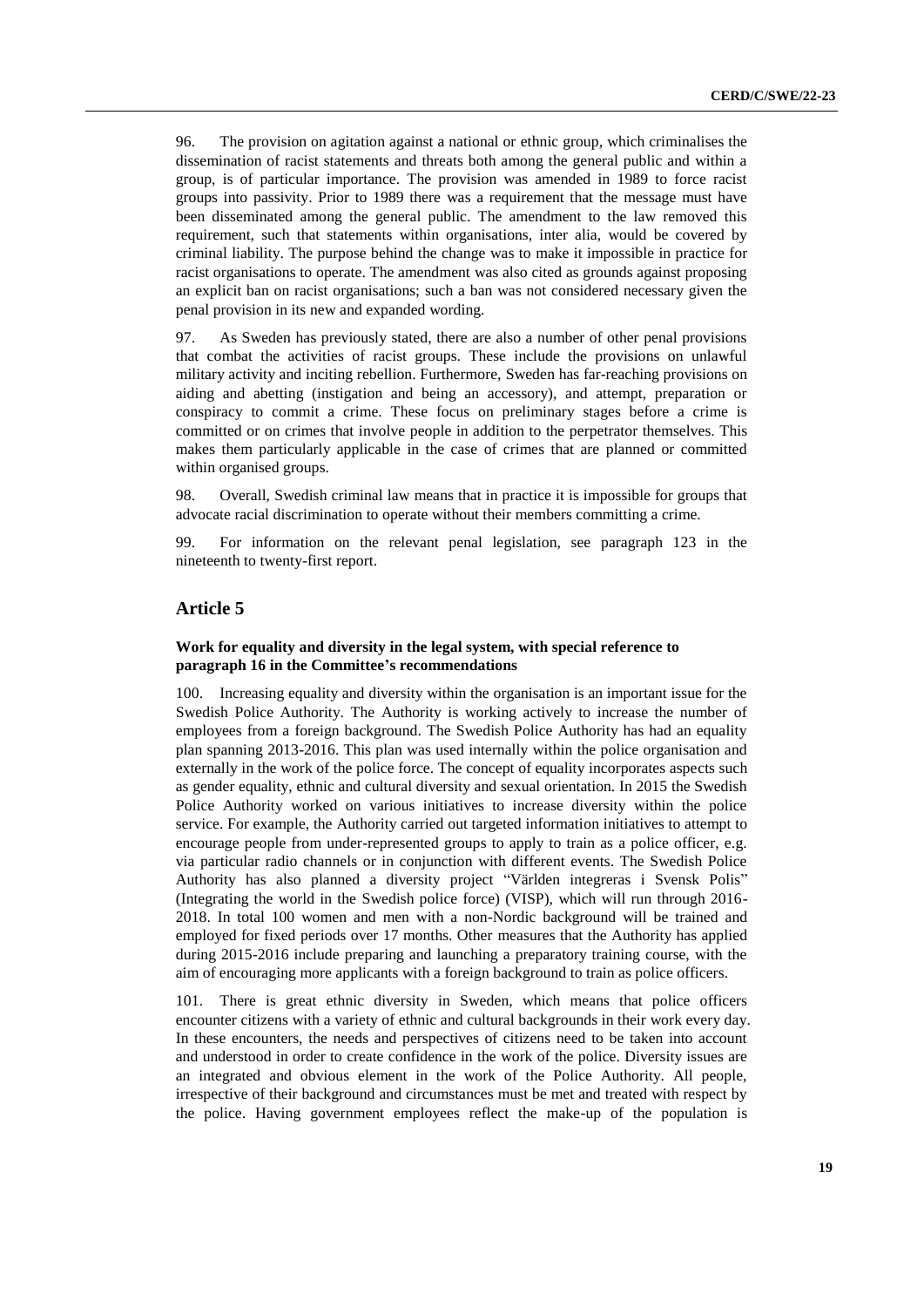96. The provision on agitation against a national or ethnic group, which criminalises the dissemination of racist statements and threats both among the general public and within a group, is of particular importance. The provision was amended in 1989 to force racist groups into passivity. Prior to 1989 there was a requirement that the message must have been disseminated among the general public. The amendment to the law removed this requirement, such that statements within organisations, inter alia, would be covered by criminal liability. The purpose behind the change was to make it impossible in practice for racist organisations to operate. The amendment was also cited as grounds against proposing an explicit ban on racist organisations; such a ban was not considered necessary given the penal provision in its new and expanded wording.

97. As Sweden has previously stated, there are also a number of other penal provisions that combat the activities of racist groups. These include the provisions on unlawful military activity and inciting rebellion. Furthermore, Sweden has far-reaching provisions on aiding and abetting (instigation and being an accessory), and attempt, preparation or conspiracy to commit a crime. These focus on preliminary stages before a crime is committed or on crimes that involve people in addition to the perpetrator themselves. This makes them particularly applicable in the case of crimes that are planned or committed within organised groups.

98. Overall, Swedish criminal law means that in practice it is impossible for groups that advocate racial discrimination to operate without their members committing a crime.

99. For information on the relevant penal legislation, see paragraph 123 in the nineteenth to twenty-first report.

## Article 5

### Work for equality and diversity in the legal system, with special reference to paragraph 16 in the Committee's recommendations

100. Increasing equality and diversity within the organisation is an important issue for the Swedish Police Authority. The Authority is working actively to increase the number of employees from a foreign background. The Swedish Police Authority has had an equality plan spanning 2013-2016. This plan was used internally within the police organisation and externally in the work of the police force. The concept of equality incorporates aspects such as gender equality, ethnic and cultural diversity and sexual orientation. In 2015 the Swedish Police Authority worked on various initiatives to increase diversity within the police service. For example, the Authority carried out targeted information initiatives to attempt to encourage people from under-represented groups to apply to train as a police officer, e.g. via particular radio channels or in conjunction with different events. The Swedish Police Authority has also planned a diversity project "Världen integreras i Svensk Polis" (Integrating the world in the Swedish police force) (VISP), which will run through 2016-2018. In total 100 women and men with a non-Nordic background will be trained and employed for fixed periods over 17 months. Other measures that the Authority has applied during 2015-2016 include preparing and launching a preparatory training course, with the aim of encouraging more applicants with a foreign background to train as police officers.

101. There is great ethnic diversity in Sweden, which means that police officers encounter citizens with a variety of ethnic and cultural backgrounds in their work every day. In these encounters, the needs and perspectives of citizens need to be taken into account and understood in order to create confidence in the work of the police. Diversity issues are an integrated and obvious element in the work of the Police Authority. All people, irrespective of their background and circumstances must be met and treated with respect by the police. Having government employees reflect the make-up of the population is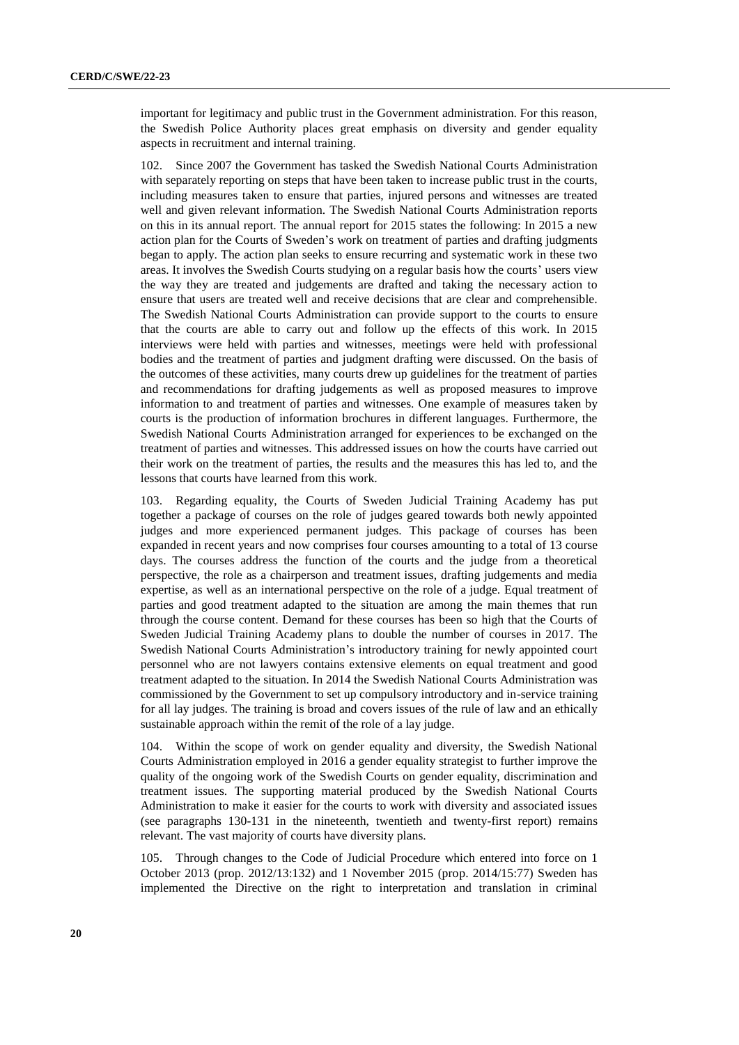important for legitimacy and public trust in the Government administration. For this reason, the Swedish Police Authority places great emphasis on diversity and gender equality aspects in recruitment and internal training.

102. Since 2007 the Government has tasked the Swedish National Courts Administration with separately reporting on steps that have been taken to increase public trust in the courts, including measures taken to ensure that parties, injured persons and witnesses are treated well and given relevant information. The Swedish National Courts Administration reports on this in its annual report. The annual report for 2015 states the following: In 2015 a new action plan for the Courts of Sweden's work on treatment of parties and drafting judgments began to apply. The action plan seeks to ensure recurring and systematic work in these two areas. It involves the Swedish Courts studying on a regular basis how the courts' users view the way they are treated and judgements are drafted and taking the necessary action to ensure that users are treated well and receive decisions that are clear and comprehensible. The Swedish National Courts Administration can provide support to the courts to ensure that the courts are able to carry out and follow up the effects of this work. In 2015 interviews were held with parties and witnesses, meetings were held with professional bodies and the treatment of parties and judgment drafting were discussed. On the basis of the outcomes of these activities, many courts drew up guidelines for the treatment of parties and recommendations for drafting judgements as well as proposed measures to improve information to and treatment of parties and witnesses. One example of measures taken by courts is the production of information brochures in different languages. Furthermore, the Swedish National Courts Administration arranged for experiences to be exchanged on the treatment of parties and witnesses. This addressed issues on how the courts have carried out their work on the treatment of parties, the results and the measures this has led to, and the lessons that courts have learned from this work.

103. Regarding equality, the Courts of Sweden Judicial Training Academy has put together a package of courses on the role of judges geared towards both newly appointed judges and more experienced permanent judges. This package of courses has been expanded in recent years and now comprises four courses amounting to a total of 13 course days. The courses address the function of the courts and the judge from a theoretical perspective, the role as a chairperson and treatment issues, drafting judgements and media expertise, as well as an international perspective on the role of a judge. Equal treatment of parties and good treatment adapted to the situation are among the main themes that run through the course content. Demand for these courses has been so high that the Courts of Sweden Judicial Training Academy plans to double the number of courses in 2017. The Swedish National Courts Administration's introductory training for newly appointed court personnel who are not lawyers contains extensive elements on equal treatment and good treatment adapted to the situation. In 2014 the Swedish National Courts Administration was commissioned by the Government to set up compulsory introductory and in-service training for all lay judges. The training is broad and covers issues of the rule of law and an ethically sustainable approach within the remit of the role of a lay judge.

104. Within the scope of work on gender equality and diversity, the Swedish National Courts Administration employed in 2016 a gender equality strategist to further improve the quality of the ongoing work of the Swedish Courts on gender equality, discrimination and treatment issues. The supporting material produced by the Swedish National Courts Administration to make it easier for the courts to work with diversity and associated issues (see paragraphs 130-131 in the nineteenth, twentieth and twenty-first report) remains relevant. The vast majority of courts have diversity plans.

105. Through changes to the Code of Judicial Procedure which entered into force on 1 October 2013 (prop. 2012/13:132) and 1 November 2015 (prop. 2014/15:77) Sweden has implemented the Directive on the right to interpretation and translation in criminal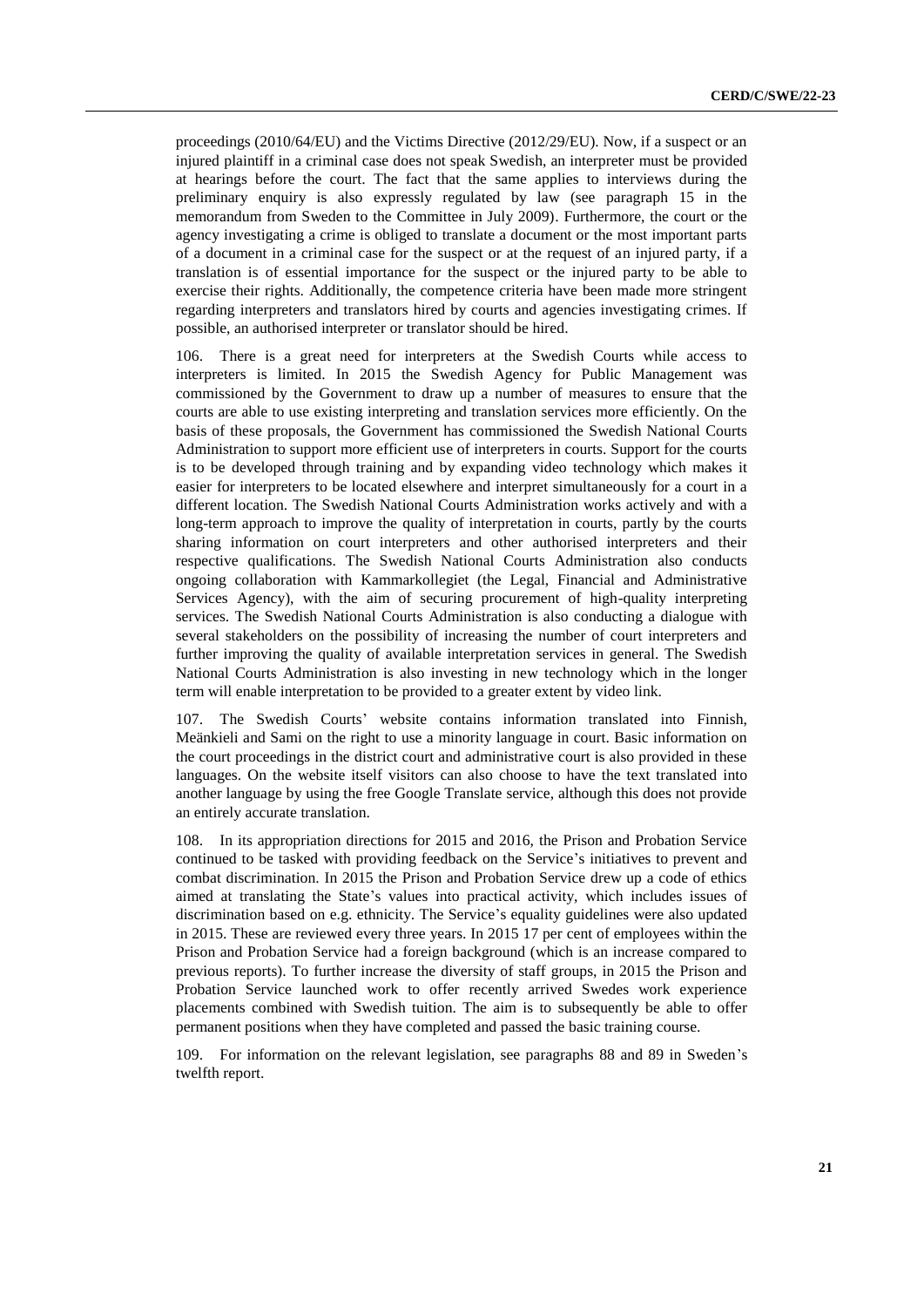proceedings (2010/64/EU) and the Victims Directive (2012/29/EU). Now, if a suspect or an injured plaintiff in a criminal case does not speak Swedish, an interpreter must be provided at hearings before the court. The fact that the same applies to interviews during the preliminary enquiry is also expressly regulated by law (see paragraph 15 in the memorandum from Sweden to the Committee in July 2009). Furthermore, the court or the agency investigating a crime is obliged to translate a document or the most important parts of a document in a criminal case for the suspect or at the request of an injured party, if a translation is of essential importance for the suspect or the injured party to be able to exercise their rights. Additionally, the competence criteria have been made more stringent regarding interpreters and translators hired by courts and agencies investigating crimes. If possible, an authorised interpreter or translator should be hired.

106. There is a great need for interpreters at the Swedish Courts while access to interpreters is limited. In 2015 the Swedish Agency for Public Management was commissioned by the Government to draw up a number of measures to ensure that the courts are able to use existing interpreting and translation services more efficiently. On the basis of these proposals, the Government has commissioned the Swedish National Courts Administration to support more efficient use of interpreters in courts. Support for the courts is to be developed through training and by expanding video technology which makes it easier for interpreters to be located elsewhere and interpret simultaneously for a court in a different location. The Swedish National Courts Administration works actively and with a long-term approach to improve the quality of interpretation in courts, partly by the courts sharing information on court interpreters and other authorised interpreters and their respective qualifications. The Swedish National Courts Administration also conducts ongoing collaboration with Kammarkollegiet (the Legal, Financial and Administrative Services Agency), with the aim of securing procurement of high-quality interpreting services. The Swedish National Courts Administration is also conducting a dialogue with several stakeholders on the possibility of increasing the number of court interpreters and further improving the quality of available interpretation services in general. The Swedish National Courts Administration is also investing in new technology which in the longer term will enable interpretation to be provided to a greater extent by video link.

107. The Swedish Courts' website contains information translated into Finnish, Meänkieli and Sami on the right to use a minority language in court. Basic information on the court proceedings in the district court and administrative court is also provided in these languages. On the website itself visitors can also choose to have the text translated into another language by using the free Google Translate service, although this does not provide an entirely accurate translation.

108. In its appropriation directions for 2015 and 2016, the Prison and Probation Service continued to be tasked with providing feedback on the Service's initiatives to prevent and combat discrimination. In 2015 the Prison and Probation Service drew up a code of ethics aimed at translating the State's values into practical activity, which includes issues of discrimination based on e.g. ethnicity. The Service's equality guidelines were also updated in 2015. These are reviewed every three years. In 2015 17 per cent of employees within the Prison and Probation Service had a foreign background (which is an increase compared to previous reports). To further increase the diversity of staff groups, in 2015 the Prison and Probation Service launched work to offer recently arrived Swedes work experience placements combined with Swedish tuition. The aim is to subsequently be able to offer permanent positions when they have completed and passed the basic training course.

109. For information on the relevant legislation, see paragraphs 88 and 89 in Sweden's twelfth report.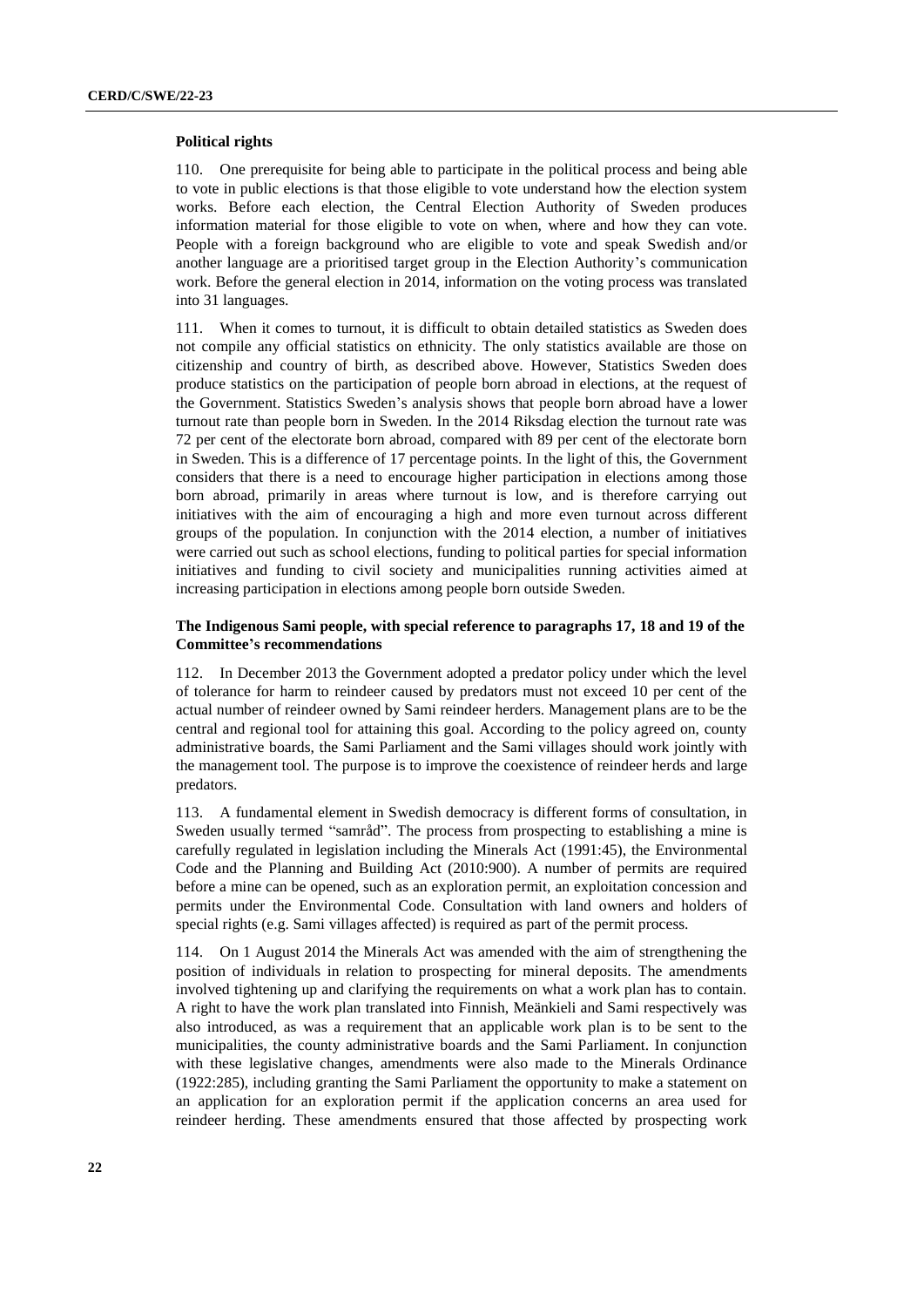**Political rights**

110. One prerequisite for being able to participate in the political process and being able to vote in public elections is that those eligible to vote understand how the election system works. Before each election, the Central Election Authority of Sweden produces information material for those eligible to vote on when, where and how they can vote. People with a foreign background who are eligible to vote and speak Swedish and/or another language are a prioritised target group in the Election Authority's communication work. Before the general election in 2014, information on the voting process was translated into 31 languages.

111. When it comes to turnout, it is difficult to obtain detailed statistics as Sweden does not compile any official statistics on ethnicity. The only statistics available are those on citizenship and country of birth, as described above. However, Statistics Sweden does produce statistics on the participation of people born abroad in elections, at the request of the Government. Statistics Sweden's analysis shows that people born abroad have a lower turnout rate than people born in Sweden. In the 2014 Riksdag election the turnout rate was 72 per cent of the electorate born abroad, compared with 89 per cent of the electorate born in Sweden. This is a difference of 17 percentage points. In the light of this, the Government considers that there is a need to encourage higher participation in elections among those born abroad, primarily in areas where turnout is low, and is therefore carrying out initiatives with the aim of encouraging a high and more even turnout across different groups of the population. In conjunction with the 2014 election, a number of initiatives were carried out such as school elections, funding to political parties for special information initiatives and funding to civil society and municipalities running activities aimed at increasing participation in elections among people born outside Sweden.

**The Indigenous Sami people, with special reference to paragraphs 17, 18 and 19 of the Committee's recommendations**

112. In December 2013 the Government adopted a predator policy under which the level of tolerance for harm to reindeer caused by predators must not exceed 10 per cent of the actual number of reindeer owned by Sami reindeer herders. Management plans are to be the central and regional tool for attaining this goal. According to the policy agreed on, county administrative boards, the Sami Parliament and the Sami villages should work jointly with the management tool. The purpose is to improve the coexistence of reindeer herds and large predators.

113. A fundamental element in Swedish democracy is different forms of consultation, in Sweden usually termed "samråd". The process from prospecting to establishing a mine is carefully regulated in legislation including the Minerals Act (1991:45), the Environmental Code and the Planning and Building Act (2010:900). A number of permits are required before a mine can be opened, such as an exploration permit, an exploitation concession and permits under the Environmental Code. Consultation with land owners and holders of special rights (e.g. Sami villages affected) is required as part of the permit process.

114. On 1 August 2014 the Minerals Act was amended with the aim of strengthening the position of individuals in relation to prospecting for mineral deposits. The amendments involved tightening up and clarifying the requirements on what a work plan has to contain. A right to have the work plan translated into Finnish, Meänkieli and Sami respectively was also introduced, as was a requirement that an applicable work plan is to be sent to the municipalities, the county administrative boards and the Sami Parliament. In conjunction with these legislative changes, amendments were also made to the Minerals Ordinance (1922:285), including granting the Sami Parliament the opportunity to make a statement on an application for an exploration permit if the application concerns an area used for reindeer herding. These amendments ensured that those affected by prospecting work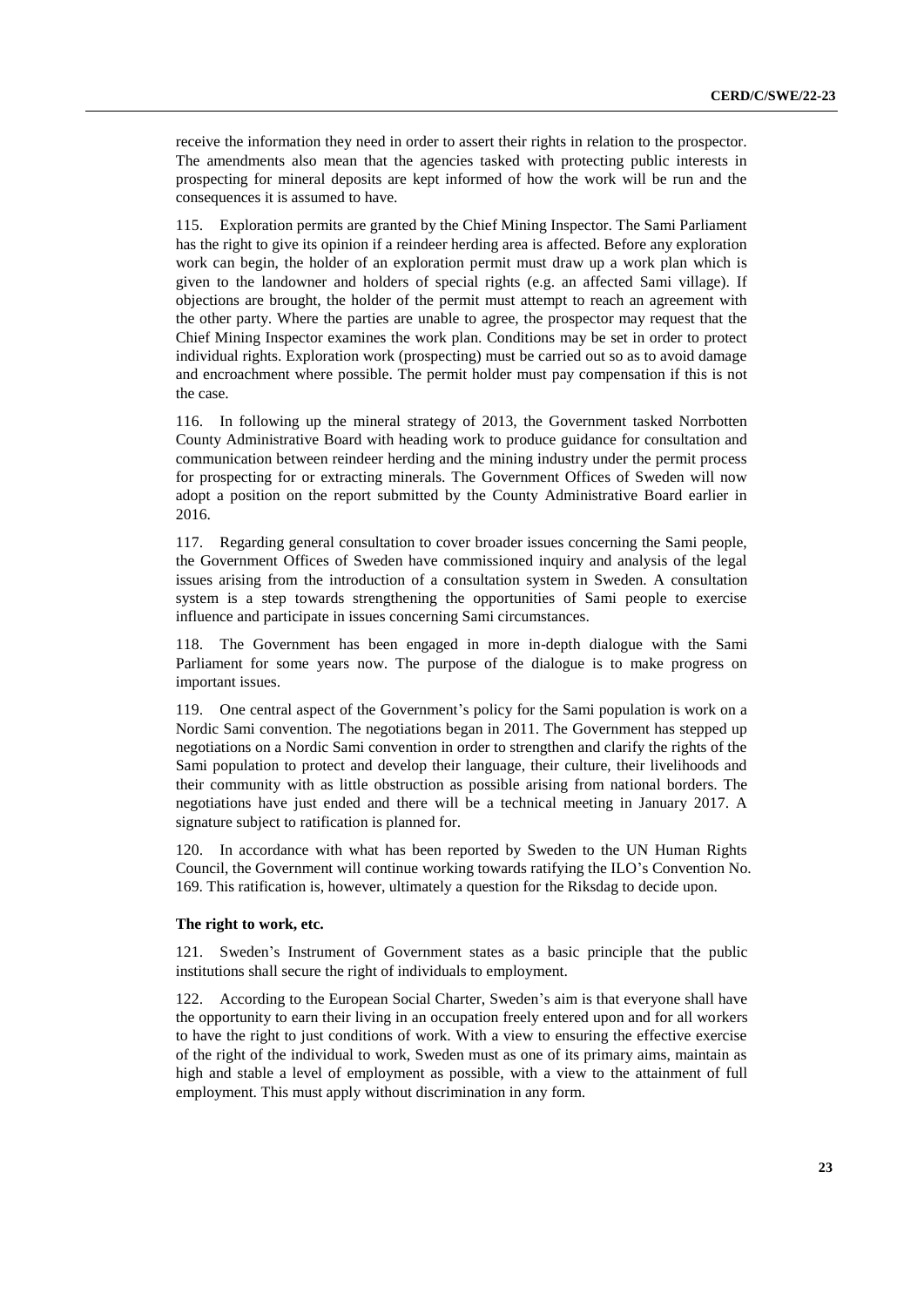receive the information they need in order to assert their rights in relation to the prospector. The amendments also mean that the agencies tasked with protecting public interests in prospecting for mineral deposits are kept informed of how the work will be run and the consequences it is assumed to have.

115. Exploration permits are granted by the Chief Mining Inspector. The Sami Parliament has the right to give its opinion if a reindeer herding area is affected. Before any exploration work can begin, the holder of an exploration permit must draw up a work plan which is given to the landowner and holders of special rights (e.g. an affected Sami village). If objections are brought, the holder of the permit must attempt to reach an agreement with the other party. Where the parties are unable to agree, the prospector may request that the Chief Mining Inspector examines the work plan. Conditions may be set in order to protect individual rights. Exploration work (prospecting) must be carried out so as to avoid damage and encroachment where possible. The permit holder must pay compensation if this is not the case.

116. In following up the mineral strategy of 2013, the Government tasked Norrbotten County Administrative Board with heading work to produce guidance for consultation and communication between reindeer herding and the mining industry under the permit process for prospecting for or extracting minerals. The Government Offices of Sweden will now adopt a position on the report submitted by the County Administrative Board earlier in 2016.

117. Regarding general consultation to cover broader issues concerning the Sami people, the Government Offices of Sweden have commissioned inquiry and analysis of the legal issues arising from the introduction of a consultation system in Sweden. A consultation system is a step towards strengthening the opportunities of Sami people to exercise influence and participate in issues concerning Sami circumstances.

118. The Government has been engaged in more in-depth dialogue with the Sami Parliament for some years now. The purpose of the dialogue is to make progress on important issues.

119. One central aspect of the Government's policy for the Sami population is work on a Nordic Sami convention. The negotiations began in 2011. The Government has stepped up negotiations on a Nordic Sami convention in order to strengthen and clarify the rights of the Sami population to protect and develop their language, their culture, their livelihoods and their community with as little obstruction as possible arising from national borders. The negotiations have just ended and there will be a technical meeting in January 2017. A signature subject to ratification is planned for.

120. In accordance with what has been reported by Sweden to the UN Human Rights Council, the Government will continue working towards ratifying the ILO's Convention No. 169. This ratification is, however, ultimately a question for the Riksdag to decide upon.

**The right to work, etc.**

121. Sweden's Instrument of Government states as a basic principle that the public institutions shall secure the right of individuals to employment.

122. According to the European Social Charter, Sweden's aim is that everyone shall have the opportunity to earn their living in an occupation freely entered upon and for all workers to have the right to just conditions of work. With a view to ensuring the effective exercise of the right of the individual to work, Sweden must as one of its primary aims, maintain as high and stable a level of employment as possible, with a view to the attainment of full employment. This must apply without discrimination in any form.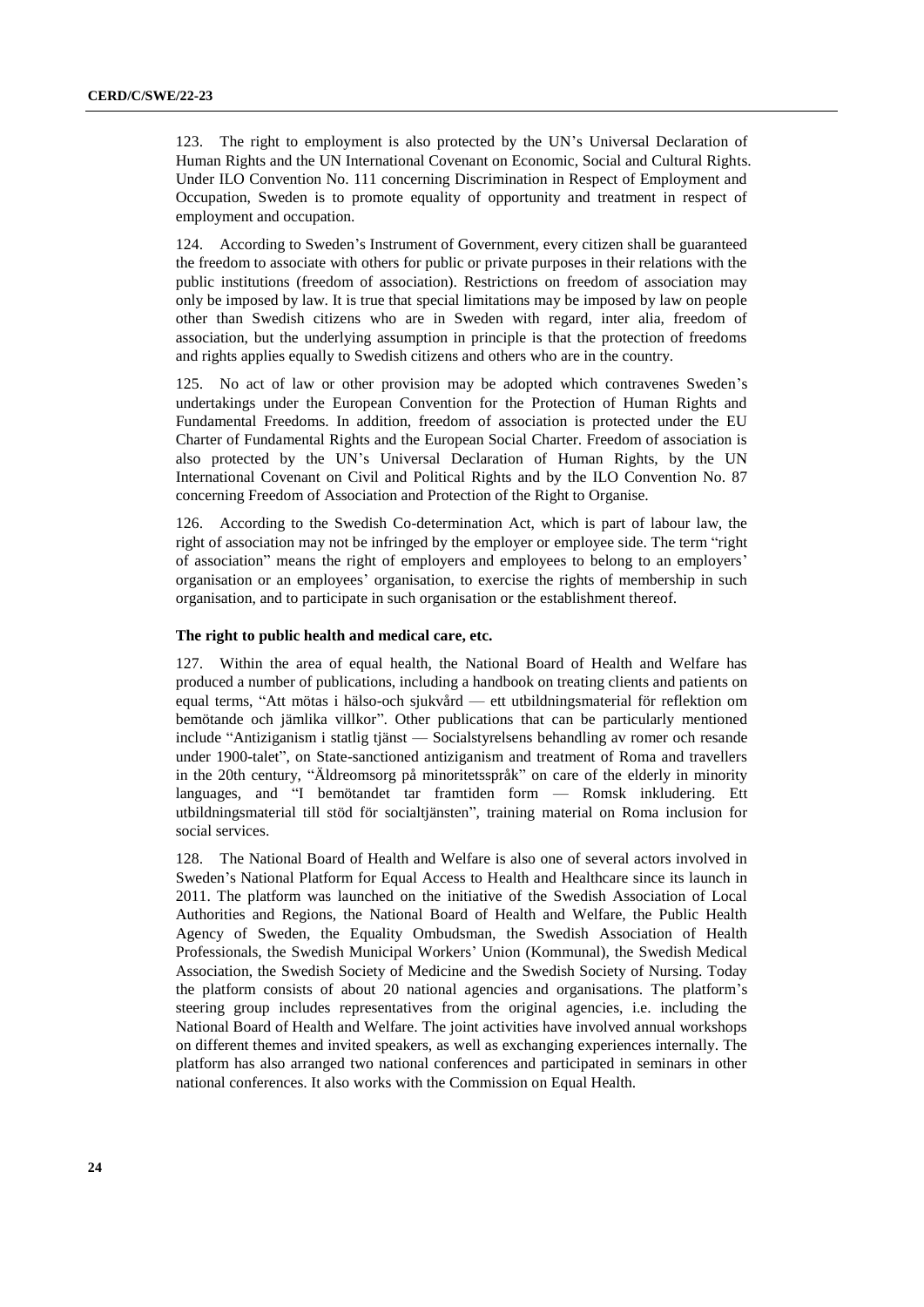123. The right to employment is also protected by the UN's Universal Declaration of Human Rights and the UN International Covenant on Economic, Social and Cultural Rights. Under ILO Convention No. 111 concerning Discrimination in Respect of Employment and Occupation, Sweden is to promote equality of opportunity and treatment in respect of employment and occupation.

124. According to Sweden's Instrument of Government, every citizen shall be guaranteed the freedom to associate with others for public or private purposes in their relations with the public institutions (freedom of association). Restrictions on freedom of association may only be imposed by law. It is true that special limitations may be imposed by law on people other than Swedish citizens who are in Sweden with regard, inter alia, freedom of association, but the underlying assumption in principle is that the protection of freedoms and rights applies equally to Swedish citizens and others who are in the country.

125. No act of law or other provision may be adopted which contravenes Sweden's undertakings under the European Convention for the Protection of Human Rights and Fundamental Freedoms. In addition, freedom of association is protected under the EU Charter of Fundamental Rights and the European Social Charter. Freedom of association is also protected by the UN's Universal Declaration of Human Rights, by the UN International Covenant on Civil and Political Rights and by the ILO Convention No. 87 concerning Freedom of Association and Protection of the Right to Organise.

126. According to the Swedish Co-determination Act, which is part of labour law, the right of association may not be infringed by the employer or employee side. The term "right of association" means the right of employers and employees to belong to an employers' organisation or an employees' organisation, to exercise the rights of membership in such organisation, and to participate in such organisation or the establishment thereof.

**The right to public health and medical care, etc.**

127. Within the area of equal health, the National Board of Health and Welfare has produced a number of publications, including a handbook on treating clients and patients on equal terms, "Att mötas i hälso-och sjukvård — ett utbildningsmaterial för reflektion om bemötande och jämlika villkor". Other publications that can be particularly mentioned include "Antiziganism i statlig tjänst — Socialstyrelsens behandling av romer och resande under 1900-talet", on State-sanctioned antiziganism and treatment of Roma and travellers in the 20th century, "Äldreomsorg på minoritetsspråk" on care of the elderly in minority languages, and "I bemötandet tar framtiden form — Romsk inkludering. Ett utbildningsmaterial till stöd för socialtjänsten", training material on Roma inclusion for social services.

128. The National Board of Health and Welfare is also one of several actors involved in Sweden's National Platform for Equal Access to Health and Healthcare since its launch in 2011. The platform was launched on the initiative of the Swedish Association of Local Authorities and Regions, the National Board of Health and Welfare, the Public Health Agency of Sweden, the Equality Ombudsman, the Swedish Association of Health Professionals, the Swedish Municipal Workers' Union (Kommunal), the Swedish Medical Association, the Swedish Society of Medicine and the Swedish Society of Nursing. Today the platform consists of about 20 national agencies and organisations. The platform's steering group includes representatives from the original agencies, i.e. including the National Board of Health and Welfare. The joint activities have involved annual workshops on different themes and invited speakers, as well as exchanging experiences internally. The platform has also arranged two national conferences and participated in seminars in other national conferences. It also works with the Commission on Equal Health.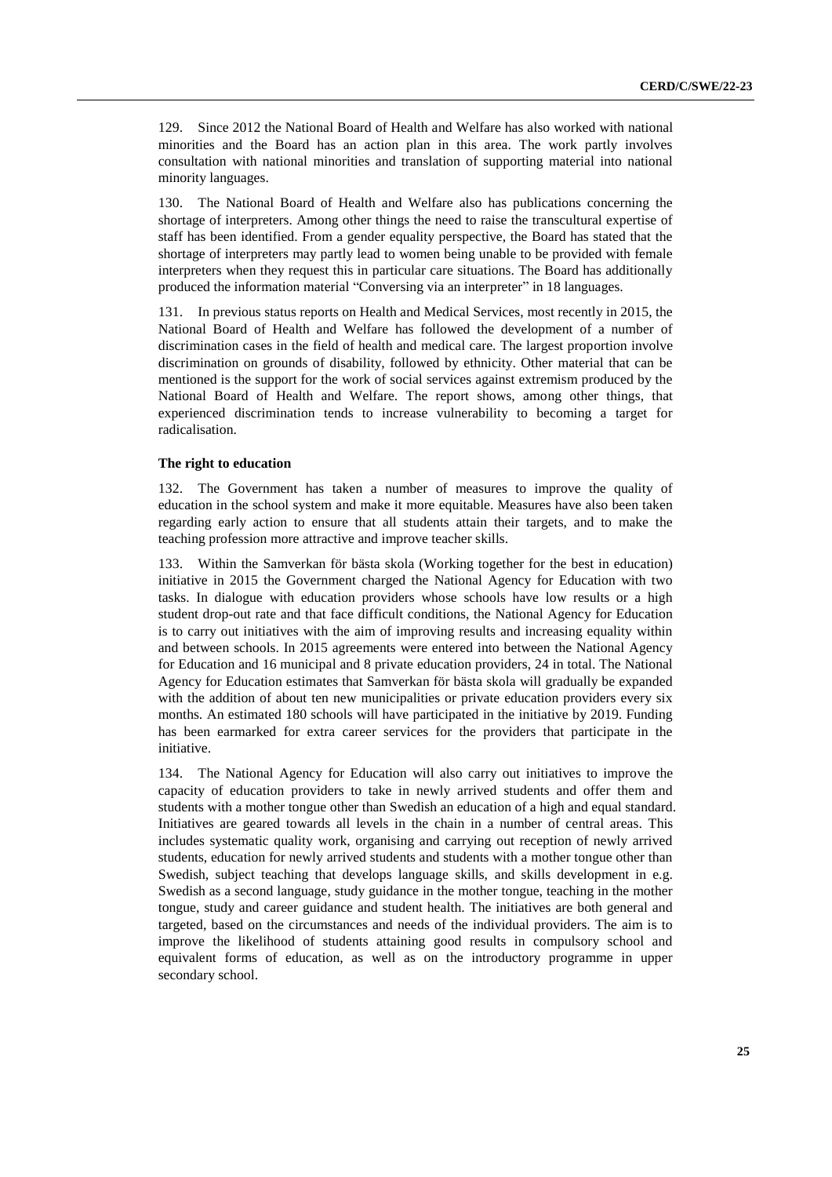129. Since 2012 the National Board of Health and Welfare has also worked with national minorities and the Board has an action plan in this area. The work partly involves consultation with national minorities and translation of supporting material into national minority languages.

130. The National Board of Health and Welfare also has publications concerning the shortage of interpreters. Among other things the need to raise the transcultural expertise of staff has been identified. From a gender equality perspective, the Board has stated that the shortage of interpreters may partly lead to women being unable to be provided with female interpreters when they request this in particular care situations. The Board has additionally produced the information material "Conversing via an interpreter" in 18 languages.

131. In previous status reports on Health and Medical Services, most recently in 2015, the National Board of Health and Welfare has followed the development of a number of discrimination cases in the field of health and medical care. The largest proportion involve discrimination on grounds of disability, followed by ethnicity. Other material that can be mentioned is the support for the work of social services against extremism produced by the National Board of Health and Welfare. The report shows, among other things, that experienced discrimination tends to increase vulnerability to becoming a target for radicalisation.

#### The right to education

132. The Government has taken a number of measures to improve the quality of education in the school system and make it more equitable. Measures have also been taken regarding early action to ensure that all students attain their targets, and to make the teaching profession more attractive and improve teacher skills.

133. Within the Samverkan för bästa skola (Working together for the best in education) initiative in 2015 the Government charged the National Agency for Education with two tasks. In dialogue with education providers whose schools have low results or a high student drop-out rate and that face difficult conditions, the National Agency for Education is to carry out initiatives with the aim of improving results and increasing equality within and between schools. In 2015 agreements were entered into between the National Agency for Education and 16 municipal and 8 private education providers, 24 in total. The National Agency for Education estimates that Samverkan för bästa skola will gradually be expanded with the addition of about ten new municipalities or private education providers every six months. An estimated 180 schools will have participated in the initiative by 2019. Funding has been earmarked for extra career services for the providers that participate in the initiative.

134. The National Agency for Education will also carry out initiatives to improve the capacity of education providers to take in newly arrived students and offer them and students with a mother tongue other than Swedish an education of a high and equal standard. Initiatives are geared towards all levels in the chain in a number of central areas. This includes systematic quality work, organising and carrying out reception of newly arrived students, education for newly arrived students and students with a mother tongue other than Swedish, subject teaching that develops language skills, and skills development in e.g. Swedish as a second language, study guidance in the mother tongue, teaching in the mother tongue, study and career guidance and student health. The initiatives are both general and targeted, based on the circumstances and needs of the individual providers. The aim is to improve the likelihood of students attaining good results in compulsory school and equivalent forms of education, as well as on the introductory programme in upper secondary school.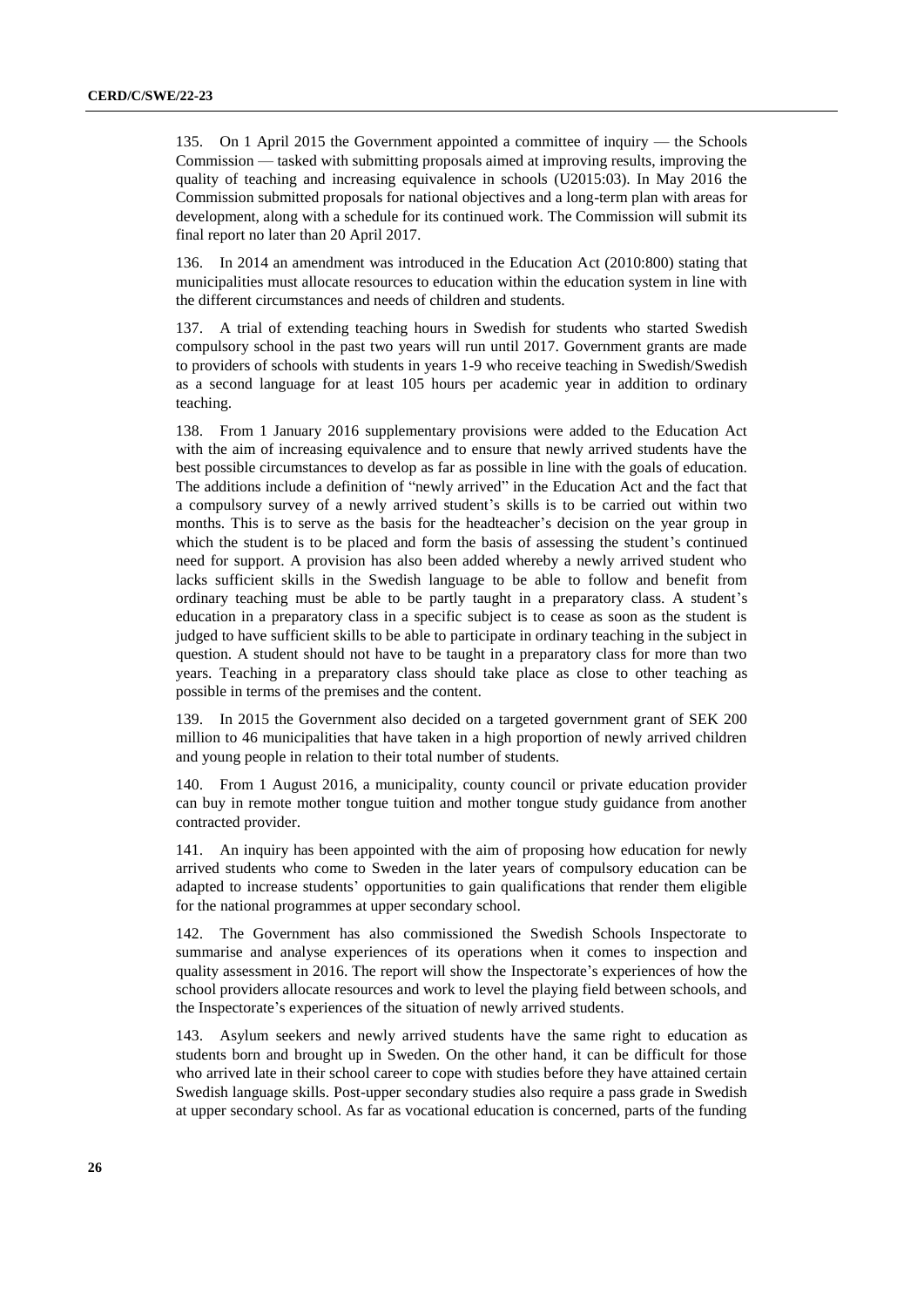135. On 1 April 2015 the Government appointed a committee of inquiry — the Schools Commission — tasked with submitting proposals aimed at improving results, improving the quality of teaching and increasing equivalence in schools (U2015:03). In May 2016 the Commission submitted proposals for national objectives and a long-term plan with areas for development, along with a schedule for its continued work. The Commission will submit its final report no later than 20 April 2017.

136. In 2014 an amendment was introduced in the Education Act (2010:800) stating that municipalities must allocate resources to education within the education system in line with the different circumstances and needs of children and students.

137. A trial of extending teaching hours in Swedish for students who started Swedish compulsory school in the past two years will run until 2017. Government grants are made to providers of schools with students in years 1-9 who receive teaching in Swedish/Swedish as a second language for at least 105 hours per academic year in addition to ordinary teaching.

138. From 1 January 2016 supplementary provisions were added to the Education Act with the aim of increasing equivalence and to ensure that newly arrived students have the best possible circumstances to develop as far as possible in line with the goals of education. The additions include a definition of "newly arrived" in the Education Act and the fact that a compulsory survey of a newly arrived student's skills is to be carried out within two months. This is to serve as the basis for the headteacher's decision on the year group in which the student is to be placed and form the basis of assessing the student's continued need for support. A provision has also been added whereby a newly arrived student who lacks sufficient skills in the Swedish language to be able to follow and benefit from ordinary teaching must be able to be partly taught in a preparatory class. A student's education in a preparatory class in a specific subject is to cease as soon as the student is judged to have sufficient skills to be able to participate in ordinary teaching in the subject in question. A student should not have to be taught in a preparatory class for more than two years. Teaching in a preparatory class should take place as close to other teaching as possible in terms of the premises and the content.

139. In 2015 the Government also decided on a targeted government grant of SEK 200 million to 46 municipalities that have taken in a high proportion of newly arrived children and young people in relation to their total number of students.

140. From 1 August 2016, a municipality, county council or private education provider can buy in remote mother tongue tuition and mother tongue study guidance from another contracted provider.

141. An inquiry has been appointed with the aim of proposing how education for newly arrived students who come to Sweden in the later years of compulsory education can be adapted to increase students' opportunities to gain qualifications that render them eligible for the national programmes at upper secondary school.

142. The Government has also commissioned the Swedish Schools Inspectorate to summarise and analyse experiences of its operations when it comes to inspection and quality assessment in 2016. The report will show the Inspectorate's experiences of how the school providers allocate resources and work to level the playing field between schools, and the Inspectorate's experiences of the situation of newly arrived students.

143. Asylum seekers and newly arrived students have the same right to education as students born and brought up in Sweden. On the other hand, it can be difficult for those who arrived late in their school career to cope with studies before they have attained certain Swedish language skills. Post-upper secondary studies also require a pass grade in Swedish at upper secondary school. As far as vocational education is concerned, parts of the funding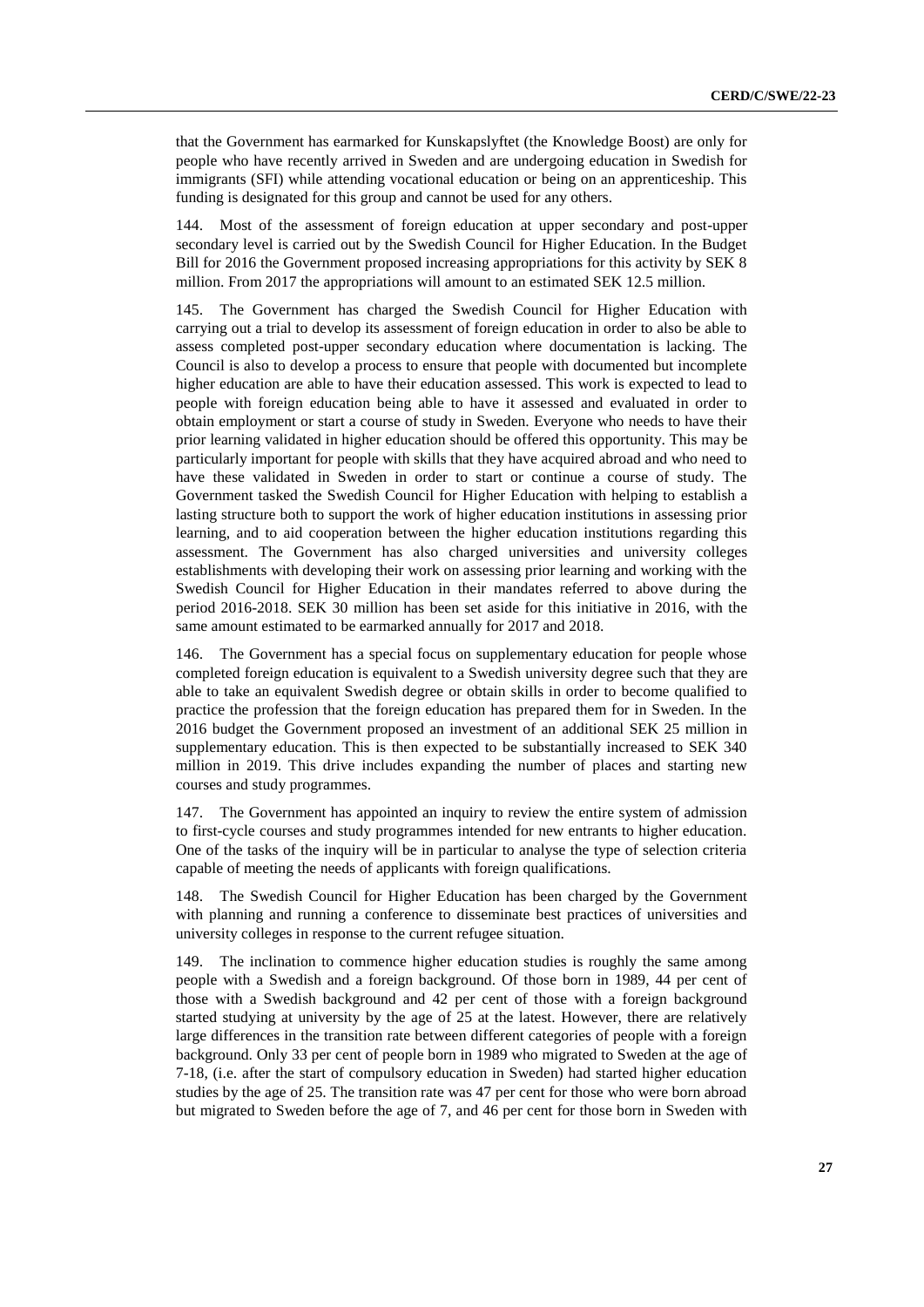that the Government has earmarked for Kunskapslyftet (the Knowledge Boost) are only for people who have recently arrived in Sweden and are undergoing education in Swedish for immigrants (SFI) while attending vocational education or being on an apprenticeship. This funding is designated for this group and cannot be used for any others.

144. Most of the assessment of foreign education at upper secondary and post-upper secondary level is carried out by the Swedish Council for Higher Education. In the Budget Bill for 2016 the Government proposed increasing appropriations for this activity by SEK 8 million. From 2017 the appropriations will amount to an estimated SEK 12.5 million.

145. The Government has charged the Swedish Council for Higher Education with carrying out a trial to develop its assessment of foreign education in order to also be able to assess completed post-upper secondary education where documentation is lacking. The Council is also to develop a process to ensure that people with documented but incomplete higher education are able to have their education assessed. This work is expected to lead to people with foreign education being able to have it assessed and evaluated in order to obtain employment or start a course of study in Sweden. Everyone who needs to have their prior learning validated in higher education should be offered this opportunity. This may be particularly important for people with skills that they have acquired abroad and who need to have these validated in Sweden in order to start or continue a course of study. The Government tasked the Swedish Council for Higher Education with helping to establish a lasting structure both to support the work of higher education institutions in assessing prior learning, and to aid cooperation between the higher education institutions regarding this assessment. The Government has also charged universities and university colleges establishments with developing their work on assessing prior learning and working with the Swedish Council for Higher Education in their mandates referred to above during the period 2016-2018. SEK 30 million has been set aside for this initiative in 2016, with the same amount estimated to be earmarked annually for 2017 and 2018.

146. The Government has a special focus on supplementary education for people whose completed foreign education is equivalent to a Swedish university degree such that they are able to take an equivalent Swedish degree or obtain skills in order to become qualified to practice the profession that the foreign education has prepared them for in Sweden. In the 2016 budget the Government proposed an investment of an additional SEK 25 million in supplementary education. This is then expected to be substantially increased to SEK 340 million in 2019. This drive includes expanding the number of places and starting new courses and study programmes.

147. The Government has appointed an inquiry to review the entire system of admission to first-cycle courses and study programmes intended for new entrants to higher education. One of the tasks of the inquiry will be in particular to analyse the type of selection criteria capable of meeting the needs of applicants with foreign qualifications.

148. The Swedish Council for Higher Education has been charged by the Government with planning and running a conference to disseminate best practices of universities and university colleges in response to the current refugee situation.

149. The inclination to commence higher education studies is roughly the same among people with a Swedish and a foreign background. Of those born in 1989, 44 per cent of those with a Swedish background and 42 per cent of those with a foreign background started studying at university by the age of 25 at the latest. However, there are relatively large differences in the transition rate between different categories of people with a foreign background. Only 33 per cent of people born in 1989 who migrated to Sweden at the age of 7-18, (i.e. after the start of compulsory education in Sweden) had started higher education studies by the age of 25. The transition rate was 47 per cent for those who were born abroad but migrated to Sweden before the age of 7, and 46 per cent for those born in Sweden with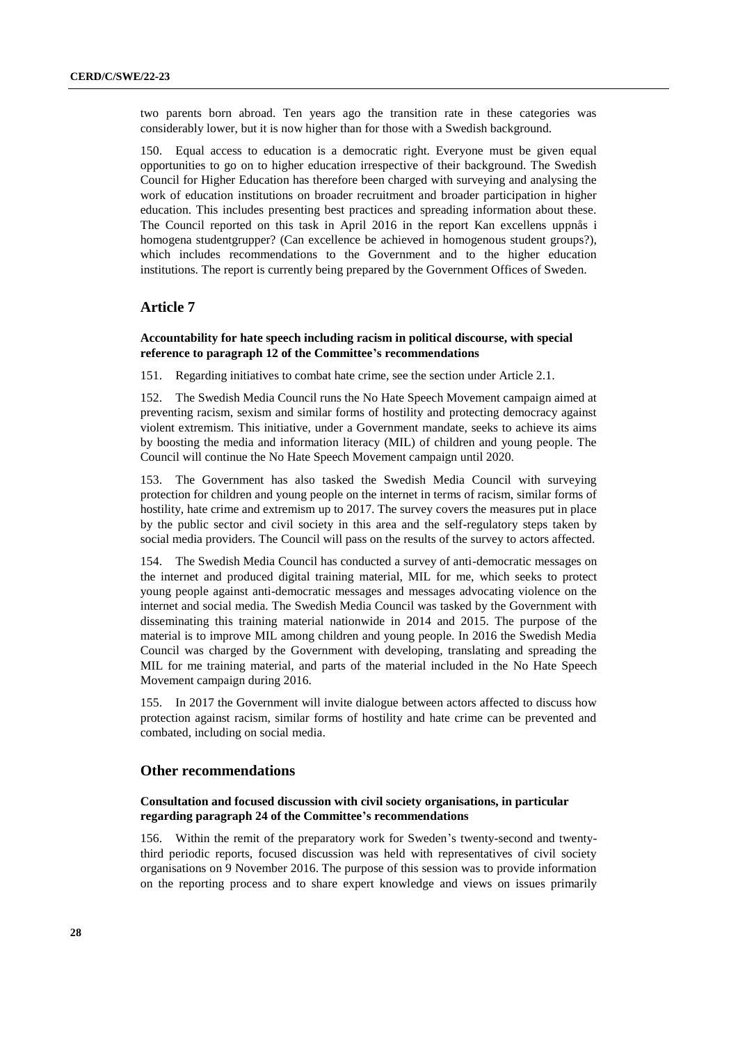two parents born abroad. Ten years ago the transition rate in these categories was considerably lower, but it is now higher than for those with a Swedish background.

150. Equal access to education is a democratic right. Everyone must be given equal opportunities to go on to higher education irrespective of their background. The Swedish Council for Higher Education has therefore been charged with surveying and analysing the work of education institutions on broader recruitment and broader participation in higher education. This includes presenting best practices and spreading information about these. The Council reported on this task in April 2016 in the report Kan excellens uppnås i homogena studentgrupper? (Can excellence be achieved in homogenous student groups?), which includes recommendations to the Government and to the higher education institutions. The report is currently being prepared by the Government Offices of Sweden.

## Article 7

### Accountability for hate speech including racism in political discourse, with special reference to paragraph 12 of the Committee's recommendations

151. Regarding initiatives to combat hate crime, see the section under Article 2.1.

152. The Swedish Media Council runs the No Hate Speech Movement campaign aimed at preventing racism, sexism and similar forms of hostility and protecting democracy against violent extremism. This initiative, under a Government mandate, seeks to achieve its aims by boosting the media and information literacy (MIL) of children and young people. The Council will continue the No Hate Speech Movement campaign until 2020.

153. The Government has also tasked the Swedish Media Council with surveying protection for children and young people on the internet in terms of racism, similar forms of hostility, hate crime and extremism up to 2017. The survey covers the measures put in place by the public sector and civil society in this area and the self-regulatory steps taken by social media providers. The Council will pass on the results of the survey to actors affected.

154. The Swedish Media Council has conducted a survey of anti-democratic messages on the internet and produced digital training material, MIL for me, which seeks to protect young people against anti-democratic messages and messages advocating violence on the internet and social media. The Swedish Media Council was tasked by the Government with disseminating this training material nationwide in 2014 and 2015. The purpose of the material is to improve MIL among children and young people. In 2016 the Swedish Media Council was charged by the Government with developing, translating and spreading the MIL for me training material, and parts of the material included in the No Hate Speech Movement campaign during 2016.

155. In 2017 the Government will invite dialogue between actors affected to discuss how protection against racism, similar forms of hostility and hate crime can be prevented and combated, including on social media.

## Other recommendations

### Consultation and focused discussion with civil society organisations, in particular regarding paragraph 24 of the Committee's recommendations

156. Within the remit of the preparatory work for Sweden's twenty-second and twenty-third periodic reports, focused discussion was held with representatives of civil society organisations on 9 November 2016. The purpose of this session was to provide information on the reporting process and to share expert knowledge and views on issues primarily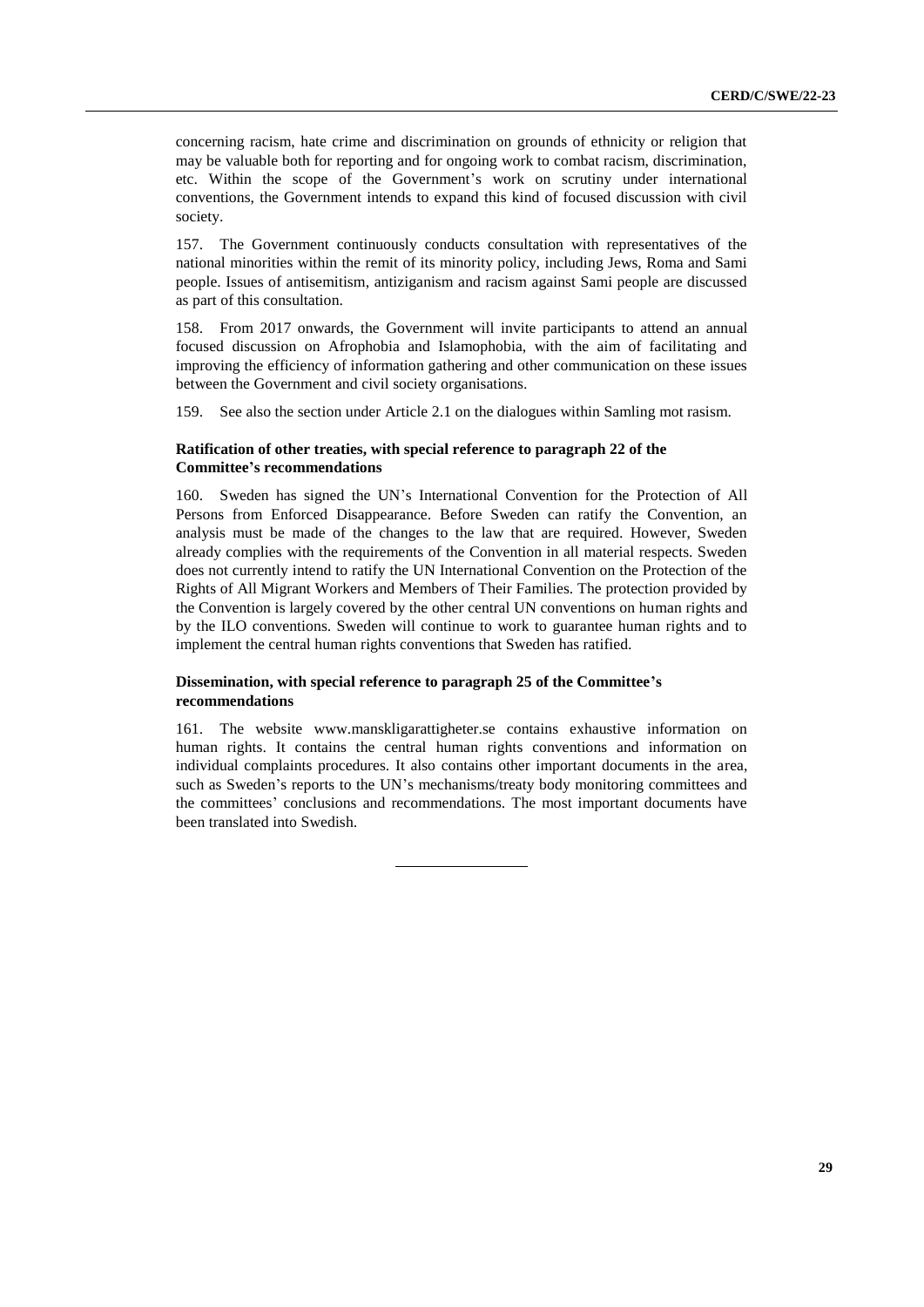concerning racism, hate crime and discrimination on grounds of ethnicity or religion that may be valuable both for reporting and for ongoing work to combat racism, discrimination, etc. Within the scope of the Government's work on scrutiny under international conventions, the Government intends to expand this kind of focused discussion with civil society.

157. The Government continuously conducts consultation with representatives of the national minorities within the remit of its minority policy, including Jews, Roma and Sami people. Issues of antisemitism, antiziganism and racism against Sami people are discussed as part of this consultation.

158. From 2017 onwards, the Government will invite participants to attend an annual focused discussion on Afrophobia and Islamophobia, with the aim of facilitating and improving the efficiency of information gathering and other communication on these issues between the Government and civil society organisations.

159. See also the section under Article 2.1 on the dialogues within Samling mot rasism.

### Ratification of other treaties, with special reference to paragraph 22 of the Committee's recommendations

160. Sweden has signed the UN's International Convention for the Protection of All Persons from Enforced Disappearance. Before Sweden can ratify the Convention, an analysis must be made of the changes to the law that are required. However, Sweden already complies with the requirements of the Convention in all material respects. Sweden does not currently intend to ratify the UN International Convention on the Protection of the Rights of All Migrant Workers and Members of Their Families. The protection provided by the Convention is largely covered by the other central UN conventions on human rights and by the ILO conventions. Sweden will continue to work to guarantee human rights and to implement the central human rights conventions that Sweden has ratified.

### Dissemination, with special reference to paragraph 25 of the Committee's recommendations

161. The website www.manskligarattigheter.se contains exhaustive information on human rights. It contains the central human rights conventions and information on individual complaints procedures. It also contains other important documents in the area, such as Sweden's reports to the UN's mechanisms/treaty body monitoring committees and the committees' conclusions and recommendations. The most important documents have been translated into Swedish.